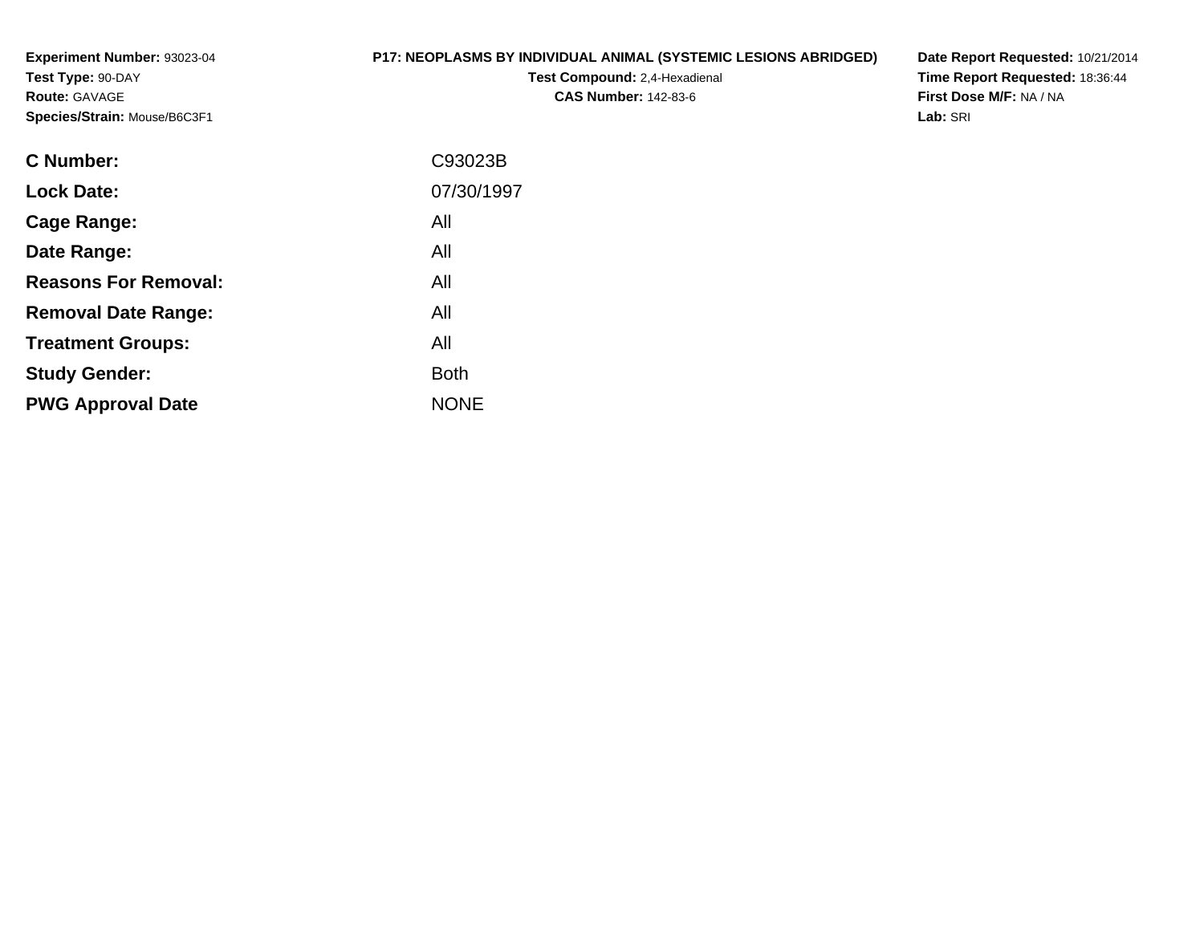**Experiment Number:** 93023-04
**Test Type:** 90-DAY
**Route:** GAVAGE
**Species/Strain:** Mouse/B6C3F1

**P17: NEOPLASMS BY INDIVIDUAL ANIMAL (SYSTEMIC LESIONS ABRIDGED)**
**Test Compound:** 2,4-Hexadienal
**CAS Number:** 142-83-6

**Date Report Requested:** 10/21/2014
**Time Report Requested:** 18:36:44
**First Dose M/F:** NA / NA
**Lab:** SRI

| | |
|---|---|
| **C Number:** | C93023B |
| **Lock Date:** | 07/30/1997 |
| **Cage Range:** | All |
| **Date Range:** | All |
| **Reasons For Removal:** | All |
| **Removal Date Range:** | All |
| **Treatment Groups:** | All |
| **Study Gender:** | Both |
| **PWG Approval Date** | NONE |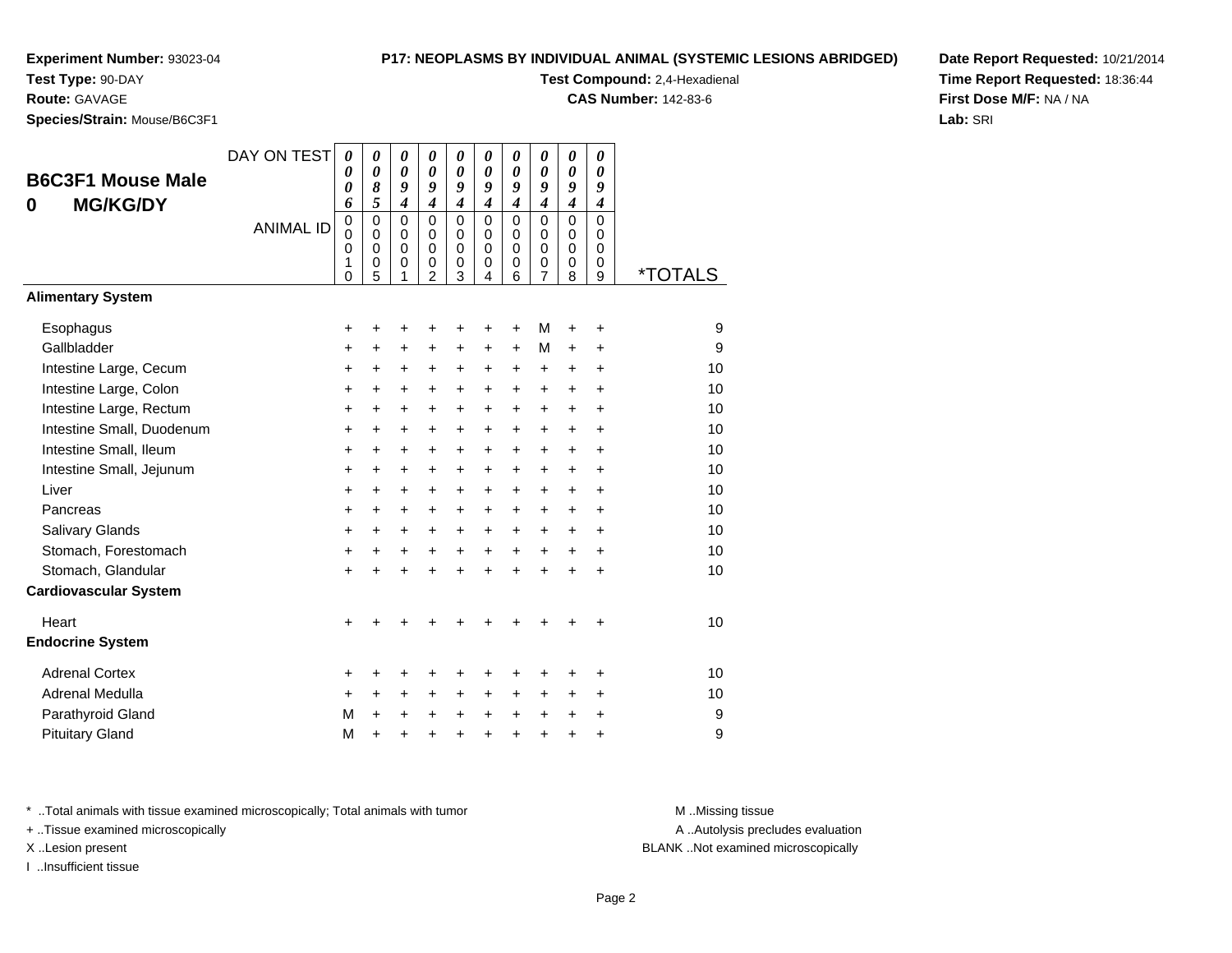**Experiment Number:** 93023-04
**Test Type:** 90-DAY
**Route:** GAVAGE
**Species/Strain:** Mouse/B6C3F1

**P17: NEOPLASMS BY INDIVIDUAL ANIMAL (SYSTEMIC LESIONS ABRIDGED)**
**Test Compound:** 2,4-Hexadienal
**CAS Number:** 142-83-6

**Date Report Requested:** 10/21/2014
**Time Report Requested:** 18:36:44
**First Dose M/F:** NA / NA
**Lab:** SRI

## B6C3F1 Mouse Male
## 0 MG/KG/DY

| DAY ON TEST | 0006 | 0085 | 0094 | 0094 | 0094 | 0094 | 0094 | 0094 | 0094 | 0094 | |
|---|---|---|---|---|---|---|---|---|---|---|---|
| ANIMAL ID | 00010 | 00005 | 00001 | 00002 | 00003 | 00004 | 00006 | 00007 | 00008 | 00009 | *TOTALS |
| **Alimentary System** | | | | | | | | | | | |
| Esophagus | + | + | + | + | + | + | + | M | + | + | 9 |
| Gallbladder | + | + | + | + | + | + | + | M | + | + | 9 |
| Intestine Large, Cecum | + | + | + | + | + | + | + | + | + | + | 10 |
| Intestine Large, Colon | + | + | + | + | + | + | + | + | + | + | 10 |
| Intestine Large, Rectum | + | + | + | + | + | + | + | + | + | + | 10 |
| Intestine Small, Duodenum | + | + | + | + | + | + | + | + | + | + | 10 |
| Intestine Small, Ileum | + | + | + | + | + | + | + | + | + | + | 10 |
| Intestine Small, Jejunum | + | + | + | + | + | + | + | + | + | + | 10 |
| Liver | + | + | + | + | + | + | + | + | + | + | 10 |
| Pancreas | + | + | + | + | + | + | + | + | + | + | 10 |
| Salivary Glands | + | + | + | + | + | + | + | + | + | + | 10 |
| Stomach, Forestomach | + | + | + | + | + | + | + | + | + | + | 10 |
| Stomach, Glandular | + | + | + | + | + | + | + | + | + | + | 10 |
| **Cardiovascular System** | | | | | | | | | | | |
| Heart | + | + | + | + | + | + | + | + | + | + | 10 |
| **Endocrine System** | | | | | | | | | | | |
| Adrenal Cortex | + | + | + | + | + | + | + | + | + | + | 10 |
| Adrenal Medulla | + | + | + | + | + | + | + | + | + | + | 10 |
| Parathyroid Gland | M | + | + | + | + | + | + | + | + | + | 9 |
| Pituitary Gland | M | + | + | + | + | + | + | + | + | + | 9 |

* ..Total animals with tissue examined microscopically; Total animals with tumor
+ ..Tissue examined microscopically
X ..Lesion present
I ..Insufficient tissue

M ..Missing tissue
A ..Autolysis precludes evaluation
BLANK ..Not examined microscopically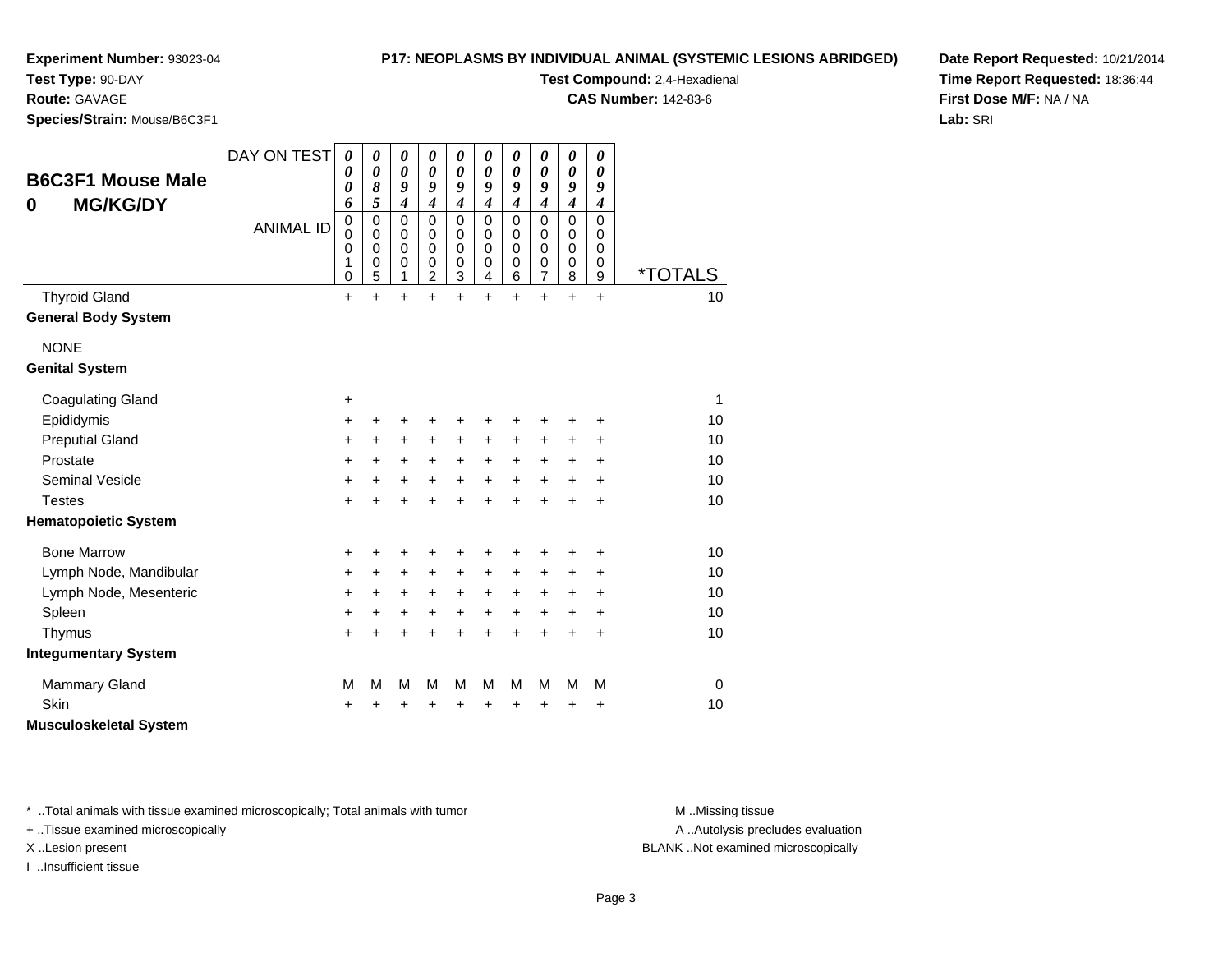**Experiment Number:** 93023-04
**Test Type:** 90-DAY
**Route:** GAVAGE
**Species/Strain:** Mouse/B6C3F1

**P17: NEOPLASMS BY INDIVIDUAL ANIMAL (SYSTEMIC LESIONS ABRIDGED)**
**Test Compound:** 2,4-Hexadienal
**CAS Number:** 142-83-6

**Date Report Requested:** 10/21/2014
**Time Report Requested:** 18:36:44
**First Dose M/F:** NA / NA
**Lab:** SRI

## B6C3F1 Mouse Male 0 MG/KG/DY

| DAY ON TEST | 0006 | 0085 | 0094 | 0094 | 0094 | 0094 | 0094 | 0094 | 0094 | 0094 | |
|---|---|---|---|---|---|---|---|---|---|---|---|
| ANIMAL ID | 00010 | 00005 | 00001 | 00002 | 00003 | 00004 | 00006 | 00007 | 00008 | 00009 | *TOTALS |
| Thyroid Gland | + | + | + | + | + | + | + | + | + | + | 10 |
| **General Body System** | | | | | | | | | | | |
| NONE | | | | | | | | | | | |
| **Genital System** | | | | | | | | | | | |
| Coagulating Gland | + | | | | | | | | | | 1 |
| Epididymis | + | + | + | + | + | + | + | + | + | + | 10 |
| Preputial Gland | + | + | + | + | + | + | + | + | + | + | 10 |
| Prostate | + | + | + | + | + | + | + | + | + | + | 10 |
| Seminal Vesicle | + | + | + | + | + | + | + | + | + | + | 10 |
| Testes | + | + | + | + | + | + | + | + | + | + | 10 |
| **Hematopoietic System** | | | | | | | | | | | |
| Bone Marrow | + | + | + | + | + | + | + | + | + | + | 10 |
| Lymph Node, Mandibular | + | + | + | + | + | + | + | + | + | + | 10 |
| Lymph Node, Mesenteric | + | + | + | + | + | + | + | + | + | + | 10 |
| Spleen | + | + | + | + | + | + | + | + | + | + | 10 |
| Thymus | + | + | + | + | + | + | + | + | + | + | 10 |
| **Integumentary System** | | | | | | | | | | | |
| Mammary Gland | M | M | M | M | M | M | M | M | M | M | 0 |
| Skin | + | + | + | + | + | + | + | + | + | + | 10 |
| **Musculoskeletal System** | | | | | | | | | | | |

* ..Total animals with tissue examined microscopically; Total animals with tumor
+ ..Tissue examined microscopically
X ..Lesion present
I ..Insufficient tissue

M ..Missing tissue
A ..Autolysis precludes evaluation
BLANK ..Not examined microscopically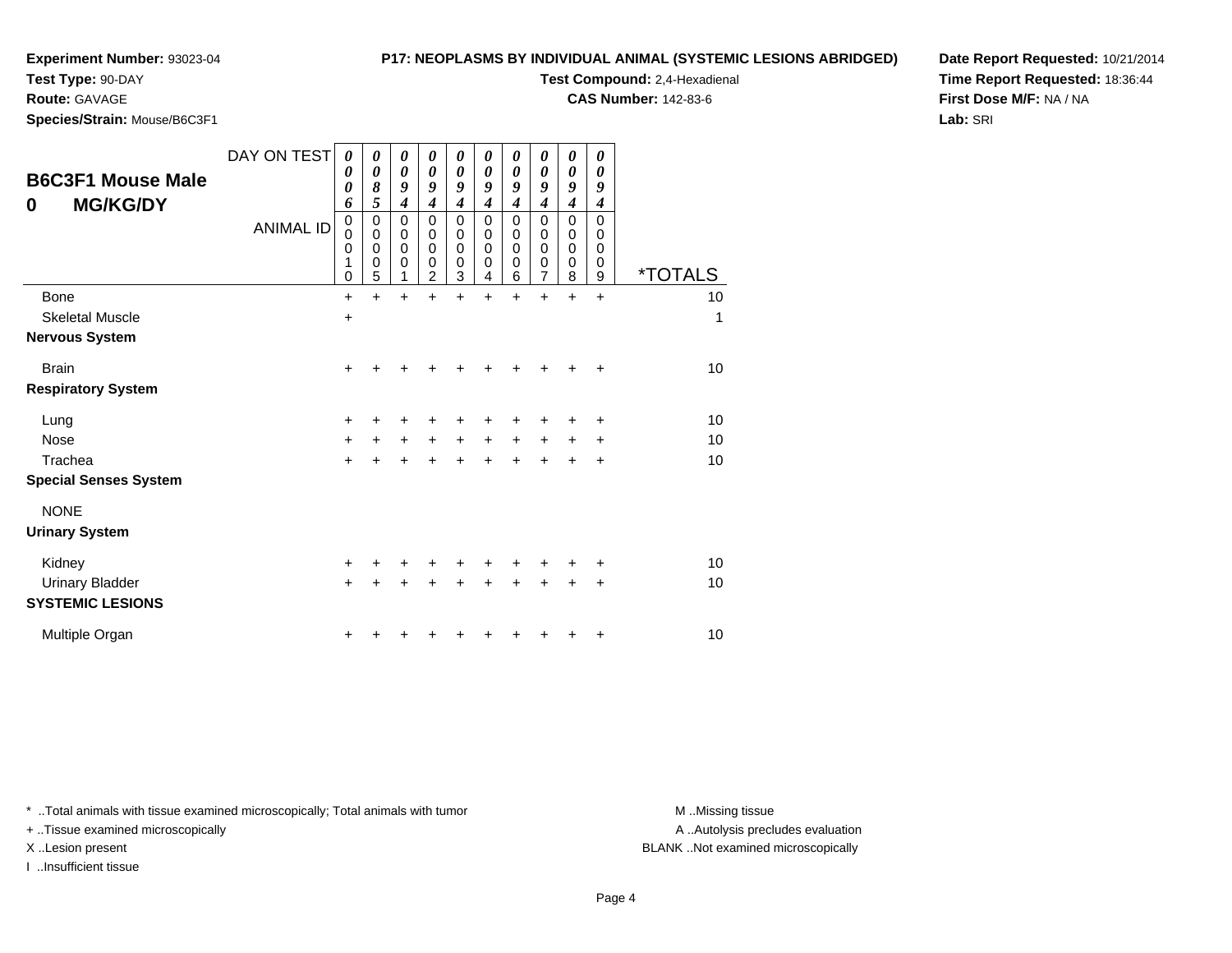**Experiment Number:** 93023-04
**Test Type:** 90-DAY
**Route:** GAVAGE
**Species/Strain:** Mouse/B6C3F1

**P17: NEOPLASMS BY INDIVIDUAL ANIMAL (SYSTEMIC LESIONS ABRIDGED)**
**Test Compound:** 2,4-Hexadienal
**CAS Number:** 142-83-6

**Date Report Requested:** 10/21/2014
**Time Report Requested:** 18:36:44
**First Dose M/F:** NA / NA
**Lab:** SRI

## B6C3F1 Mouse Male
## 0 MG/KG/DY

| DAY ON TEST | 0006 | 0085 | 0094 | 0094 | 0094 | 0094 | 0094 | 0094 | 0094 | 0094 | |
|---|---|---|---|---|---|---|---|---|---|---|---|
| ANIMAL ID | 00010 | 00005 | 00001 | 00002 | 00003 | 00004 | 00006 | 00007 | 00008 | 00009 | *TOTALS |
| Bone | + | + | + | + | + | + | + | + | + | + | 10 |
| Skeletal Muscle | + | | | | | | | | | | 1 |
| **Nervous System** | | | | | | | | | | | |
| Brain | + | + | + | + | + | + | + | + | + | + | 10 |
| **Respiratory System** | | | | | | | | | | | |
| Lung | + | + | + | + | + | + | + | + | + | + | 10 |
| Nose | + | + | + | + | + | + | + | + | + | + | 10 |
| Trachea | + | + | + | + | + | + | + | + | + | + | 10 |
| **Special Senses System** | | | | | | | | | | | |
| NONE | | | | | | | | | | | |
| **Urinary System** | | | | | | | | | | | |
| Kidney | + | + | + | + | + | + | + | + | + | + | 10 |
| Urinary Bladder | + | + | + | + | + | + | + | + | + | + | 10 |
| **SYSTEMIC LESIONS** | | | | | | | | | | | |
| Multiple Organ | + | + | + | + | + | + | + | + | + | + | 10 |

* ..Total animals with tissue examined microscopically; Total animals with tumor
+ ..Tissue examined microscopically
X ..Lesion present
I ..Insufficient tissue

M ..Missing tissue
A ..Autolysis precludes evaluation
BLANK ..Not examined microscopically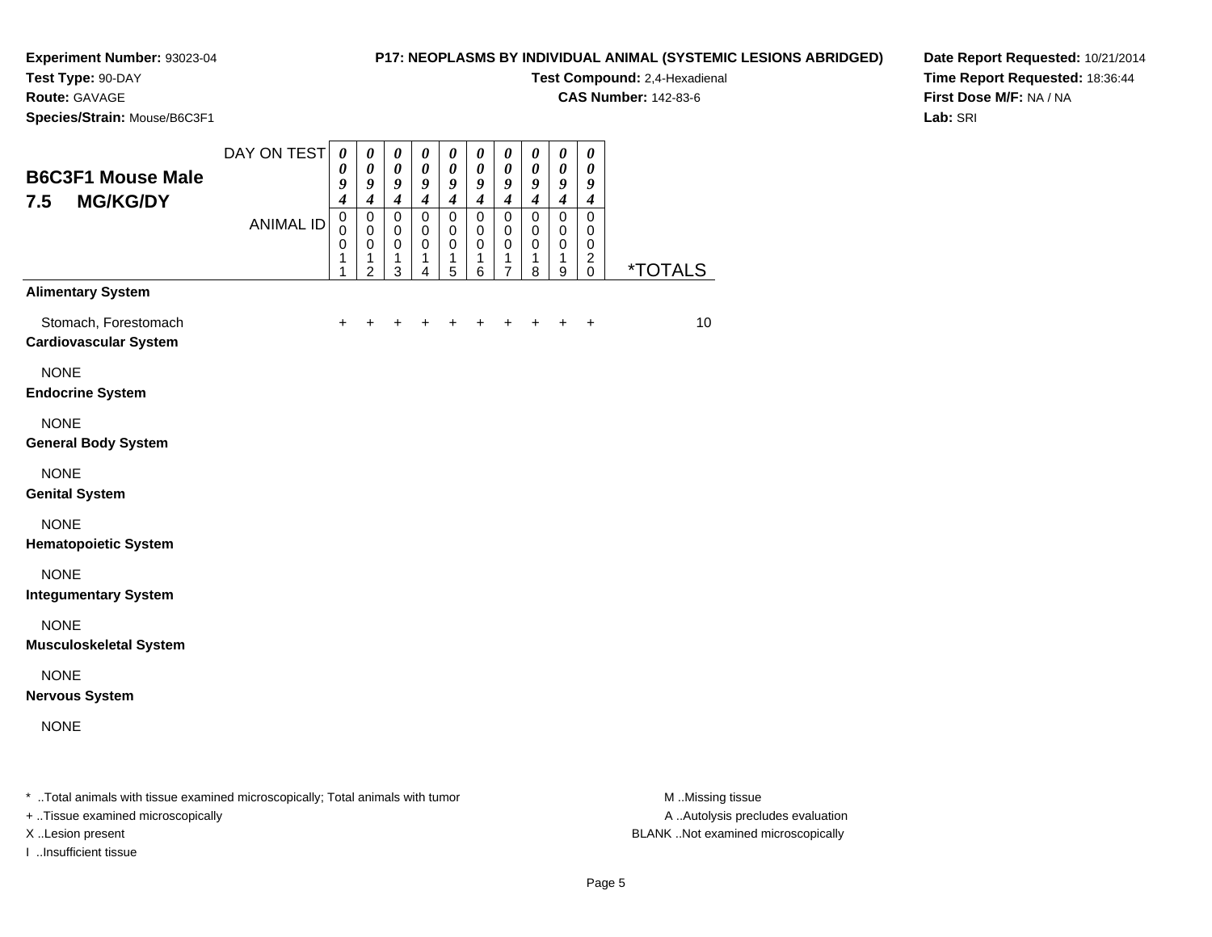**Experiment Number:** 93023-04
**Test Type:** 90-DAY
**Route:** GAVAGE
**Species/Strain:** Mouse/B6C3F1

**P17: NEOPLASMS BY INDIVIDUAL ANIMAL (SYSTEMIC LESIONS ABRIDGED)**
**Test Compound:** 2,4-Hexadienal
**CAS Number:** 142-83-6

**Date Report Requested:** 10/21/2014
**Time Report Requested:** 18:36:44
**First Dose M/F:** NA / NA
**Lab:** SRI

## B6C3F1 Mouse Male 7.5 MG/KG/DY

| DAY ON TEST | 0094 | 0094 | 0094 | 0094 | 0094 | 0094 | 0094 | 0094 | 0094 | 0094 | |
|---|---|---|---|---|---|---|---|---|---|---|---|
| ANIMAL ID | 00011 | 00012 | 00013 | 00014 | 00015 | 00016 | 00017 | 00018 | 00019 | 00020 | *TOTALS |
| **Alimentary System** | | | | | | | | | | | |
| Stomach, Forestomach | + | + | + | + | + | + | + | + | + | + | 10 |
| **Cardiovascular System** | | | | | | | | | | | |
| NONE | | | | | | | | | | | |
| **Endocrine System** | | | | | | | | | | | |
| NONE | | | | | | | | | | | |
| **General Body System** | | | | | | | | | | | |
| NONE | | | | | | | | | | | |
| **Genital System** | | | | | | | | | | | |
| NONE | | | | | | | | | | | |
| **Hematopoietic System** | | | | | | | | | | | |
| NONE | | | | | | | | | | | |
| **Integumentary System** | | | | | | | | | | | |
| NONE | | | | | | | | | | | |
| **Musculoskeletal System** | | | | | | | | | | | |
| NONE | | | | | | | | | | | |
| **Nervous System** | | | | | | | | | | | |
| NONE | | | | | | | | | | | |

* ..Total animals with tissue examined microscopically; Total animals with tumor
+ ..Tissue examined microscopically
X ..Lesion present
I ..Insufficient tissue

M ..Missing tissue
A ..Autolysis precludes evaluation
BLANK ..Not examined microscopically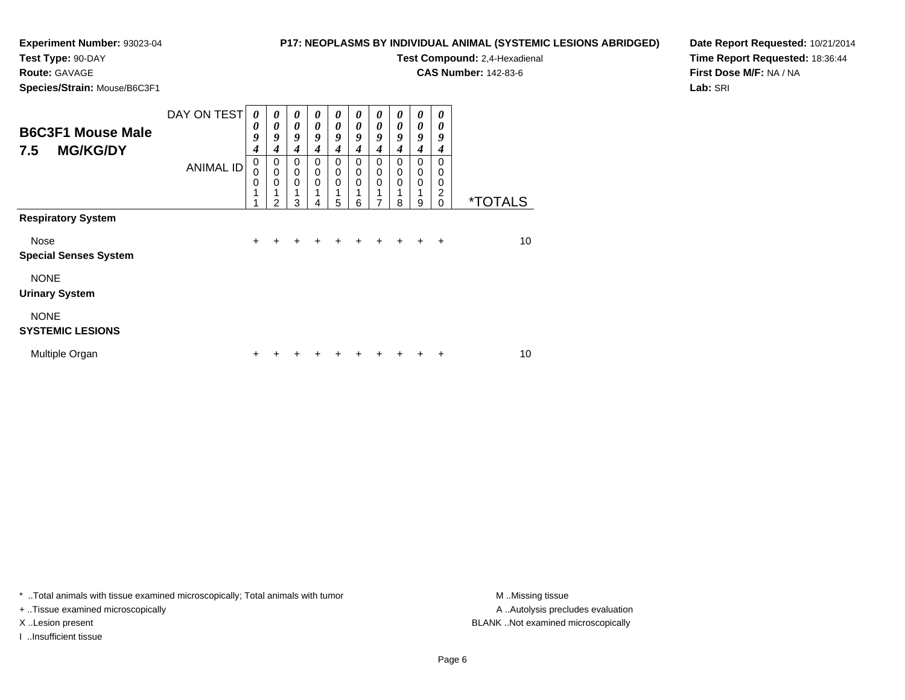**Experiment Number:** 93023-04
**Test Type:** 90-DAY
**Route:** GAVAGE
**Species/Strain:** Mouse/B6C3F1

**P17: NEOPLASMS BY INDIVIDUAL ANIMAL (SYSTEMIC LESIONS ABRIDGED)**
**Test Compound:** 2,4-Hexadienal
**CAS Number:** 142-83-6

**Date Report Requested:** 10/21/2014
**Time Report Requested:** 18:36:44
**First Dose M/F:** NA / NA
**Lab:** SRI

## B6C3F1 Mouse Male 7.5 MG/KG/DY

| | | | | | | | | | | | |
|---|---|---|---|---|---|---|---|---|---|---|---|
| DAY ON TEST | 0094 | 0094 | 0094 | 0094 | 0094 | 0094 | 0094 | 0094 | 0094 | 0094 | |
| ANIMAL ID | 00011 | 00012 | 00013 | 00014 | 00015 | 00016 | 00017 | 00018 | 00019 | 00020 | *TOTALS |
| **Respiratory System** | | | | | | | | | | | |
| Nose | + | + | + | + | + | + | + | + | + | + | 10 |
| **Special Senses System** | | | | | | | | | | | |
| NONE | | | | | | | | | | | |
| **Urinary System** | | | | | | | | | | | |
| NONE | | | | | | | | | | | |
| **SYSTEMIC LESIONS** | | | | | | | | | | | |
| Multiple Organ | + | + | + | + | + | + | + | + | + | + | 10 |

* ..Total animals with tissue examined microscopically; Total animals with tumor
+ ..Tissue examined microscopically
X ..Lesion present
I ..Insufficient tissue

M ..Missing tissue
A ..Autolysis precludes evaluation
BLANK ..Not examined microscopically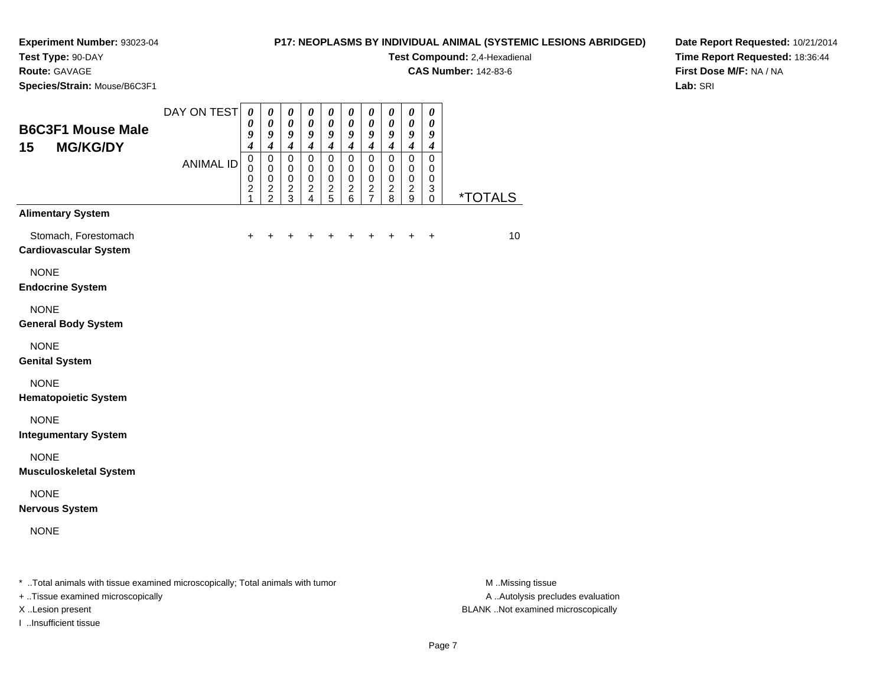**Experiment Number:** 93023-04
**Test Type:** 90-DAY
**Route:** GAVAGE
**Species/Strain:** Mouse/B6C3F1

**P17: NEOPLASMS BY INDIVIDUAL ANIMAL (SYSTEMIC LESIONS ABRIDGED)**
**Test Compound:** 2,4-Hexadienal
**CAS Number:** 142-83-6

**Date Report Requested:** 10/21/2014
**Time Report Requested:** 18:36:44
**First Dose M/F:** NA / NA
**Lab:** SRI

## B6C3F1 Mouse Male
## 15 MG/KG/DY

| DAY ON TEST | 0094 | 0094 | 0094 | 0094 | 0094 | 0094 | 0094 | 0094 | 0094 | 0094 | |
|---|---|---|---|---|---|---|---|---|---|---|---|
| ANIMAL ID | 00021 | 00022 | 00023 | 00024 | 00025 | 00026 | 00027 | 00028 | 00029 | 00030 | *TOTALS |
| **Alimentary System** | | | | | | | | | | | |
| Stomach, Forestomach | + | + | + | + | + | + | + | + | + | + | 10 |
| **Cardiovascular System** | | | | | | | | | | | |
| NONE | | | | | | | | | | | |
| **Endocrine System** | | | | | | | | | | | |
| NONE | | | | | | | | | | | |
| **General Body System** | | | | | | | | | | | |
| NONE | | | | | | | | | | | |
| **Genital System** | | | | | | | | | | | |
| NONE | | | | | | | | | | | |
| **Hematopoietic System** | | | | | | | | | | | |
| NONE | | | | | | | | | | | |
| **Integumentary System** | | | | | | | | | | | |
| NONE | | | | | | | | | | | |
| **Musculoskeletal System** | | | | | | | | | | | |
| NONE | | | | | | | | | | | |
| **Nervous System** | | | | | | | | | | | |
| NONE | | | | | | | | | | | |

* ..Total animals with tissue examined microscopically; Total animals with tumor
+ ..Tissue examined microscopically
X ..Lesion present
I ..Insufficient tissue

M ..Missing tissue
A ..Autolysis precludes evaluation
BLANK ..Not examined microscopically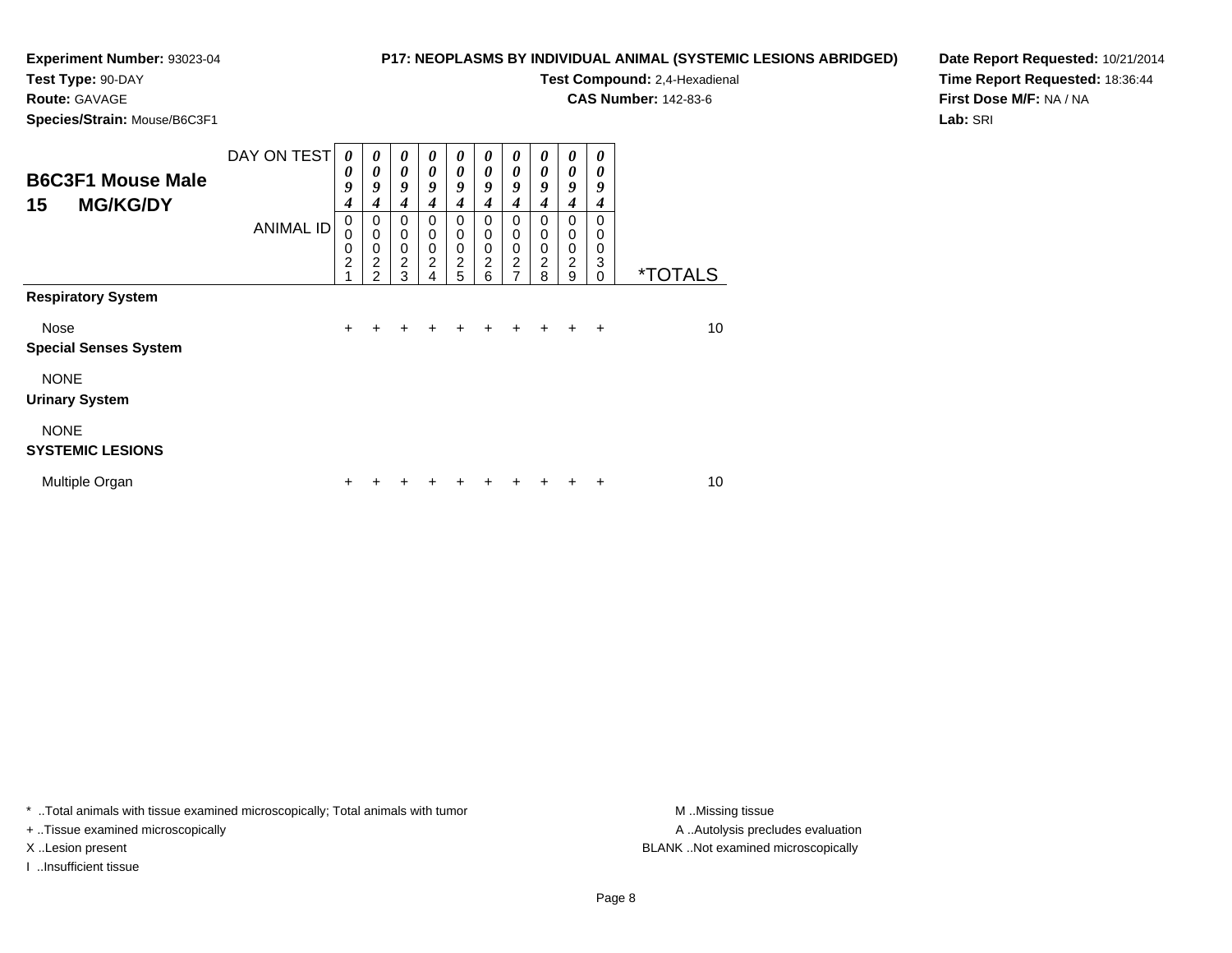**Experiment Number:** 93023-04
**Test Type:** 90-DAY
**Route:** GAVAGE
**Species/Strain:** Mouse/B6C3F1

**P17: NEOPLASMS BY INDIVIDUAL ANIMAL (SYSTEMIC LESIONS ABRIDGED)**
**Test Compound:** 2,4-Hexadienal
**CAS Number:** 142-83-6

**Date Report Requested:** 10/21/2014
**Time Report Requested:** 18:36:44
**First Dose M/F:** NA / NA
**Lab:** SRI

## B6C3F1 Mouse Male
## 15 MG/KG/DY

| DAY ON TEST | 0094 | 0094 | 0094 | 0094 | 0094 | 0094 | 0094 | 0094 | 0094 | 0094 | |
|---|---|---|---|---|---|---|---|---|---|---|---|
| ANIMAL ID | 00021 | 00022 | 00023 | 00024 | 00025 | 00026 | 00027 | 00028 | 00029 | 00030 | *TOTALS |
| **Respiratory System** | | | | | | | | | | | |
| Nose | + | + | + | + | + | + | + | + | + | + | 10 |
| **Special Senses System** | | | | | | | | | | | |
| NONE | | | | | | | | | | | |
| **Urinary System** | | | | | | | | | | | |
| NONE | | | | | | | | | | | |
| **SYSTEMIC LESIONS** | | | | | | | | | | | |
| Multiple Organ | + | + | + | + | + | + | + | + | + | + | 10 |

* ..Total animals with tissue examined microscopically; Total animals with tumor
+ ..Tissue examined microscopically
X ..Lesion present
I ..Insufficient tissue

M ..Missing tissue
A ..Autolysis precludes evaluation
BLANK ..Not examined microscopically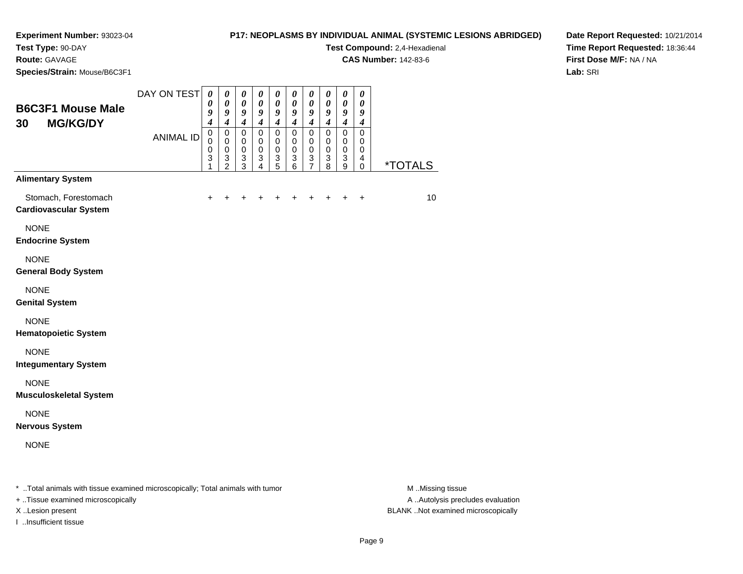**Experiment Number:** 93023-04
**Test Type:** 90-DAY
**Route:** GAVAGE
**Species/Strain:** Mouse/B6C3F1

**P17: NEOPLASMS BY INDIVIDUAL ANIMAL (SYSTEMIC LESIONS ABRIDGED)**
**Test Compound:** 2,4-Hexadienal
**CAS Number:** 142-83-6

**Date Report Requested:** 10/21/2014
**Time Report Requested:** 18:36:44
**First Dose M/F:** NA / NA
**Lab:** SRI

## B6C3F1 Mouse Male 30 MG/KG/DY

| DAY ON TEST | 0094 | 0094 | 0094 | 0094 | 0094 | 0094 | 0094 | 0094 | 0094 | 0094 | |
|---|---|---|---|---|---|---|---|---|---|---|---|
| ANIMAL ID | 00031 | 00032 | 00033 | 00034 | 00035 | 00036 | 00037 | 00038 | 00039 | 00040 | *TOTALS |
| **Alimentary System** | | | | | | | | | | | |
| Stomach, Forestomach | + | + | + | + | + | + | + | + | + | + | 10 |
| **Cardiovascular System** | | | | | | | | | | | |
| NONE | | | | | | | | | | | |
| **Endocrine System** | | | | | | | | | | | |
| NONE | | | | | | | | | | | |
| **General Body System** | | | | | | | | | | | |
| NONE | | | | | | | | | | | |
| **Genital System** | | | | | | | | | | | |
| NONE | | | | | | | | | | | |
| **Hematopoietic System** | | | | | | | | | | | |
| NONE | | | | | | | | | | | |
| **Integumentary System** | | | | | | | | | | | |
| NONE | | | | | | | | | | | |
| **Musculoskeletal System** | | | | | | | | | | | |
| NONE | | | | | | | | | | | |
| **Nervous System** | | | | | | | | | | | |
| NONE | | | | | | | | | | | |

* ..Total animals with tissue examined microscopically; Total animals with tumor
+ ..Tissue examined microscopically
X ..Lesion present
I ..Insufficient tissue

M ..Missing tissue
A ..Autolysis precludes evaluation
BLANK ..Not examined microscopically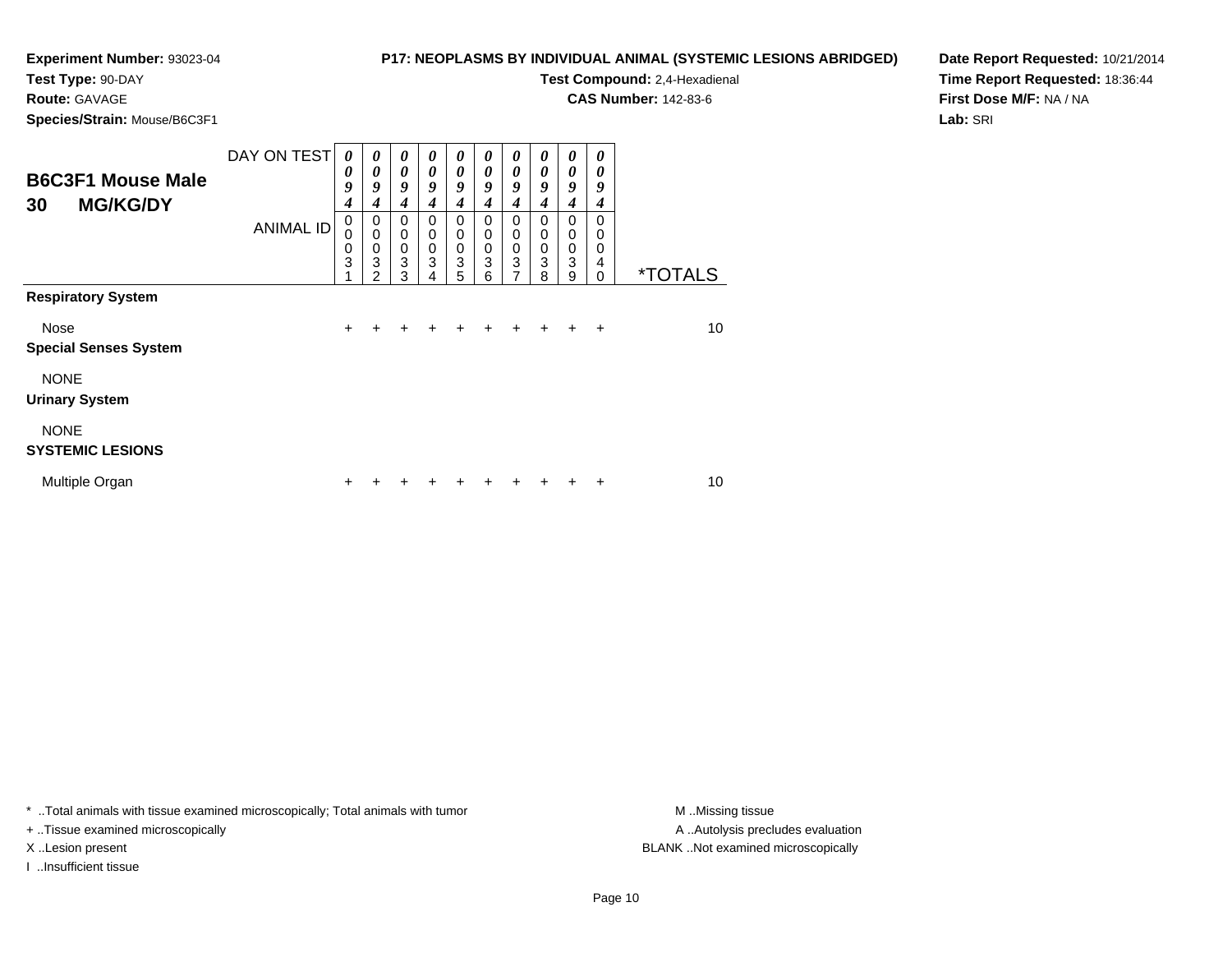**Experiment Number:** 93023-04
**Test Type:** 90-DAY
**Route:** GAVAGE
**Species/Strain:** Mouse/B6C3F1

**P17: NEOPLASMS BY INDIVIDUAL ANIMAL (SYSTEMIC LESIONS ABRIDGED)**
**Test Compound:** 2,4-Hexadienal
**CAS Number:** 142-83-6

**Date Report Requested:** 10/21/2014
**Time Report Requested:** 18:36:44
**First Dose M/F:** NA / NA
**Lab:** SRI

## B6C3F1 Mouse Male
## 30 MG/KG/DY

| DAY ON TEST | 0094 | 0094 | 0094 | 0094 | 0094 | 0094 | 0094 | 0094 | 0094 | 0094 | |
|---|---|---|---|---|---|---|---|---|---|---|---|
| ANIMAL ID | 00031 | 00032 | 00033 | 00034 | 00035 | 00036 | 00037 | 00038 | 00039 | 00040 | *TOTALS |
| **Respiratory System** | | | | | | | | | | | |
| Nose | + | + | + | + | + | + | + | + | + | + | 10 |
| **Special Senses System** | | | | | | | | | | | |
| NONE | | | | | | | | | | | |
| **Urinary System** | | | | | | | | | | | |
| NONE | | | | | | | | | | | |
| **SYSTEMIC LESIONS** | | | | | | | | | | | |
| Multiple Organ | + | + | + | + | + | + | + | + | + | + | 10 |

* ..Total animals with tissue examined microscopically; Total animals with tumor
+ ..Tissue examined microscopically
X ..Lesion present
I ..Insufficient tissue

M ..Missing tissue
A ..Autolysis precludes evaluation
BLANK ..Not examined microscopically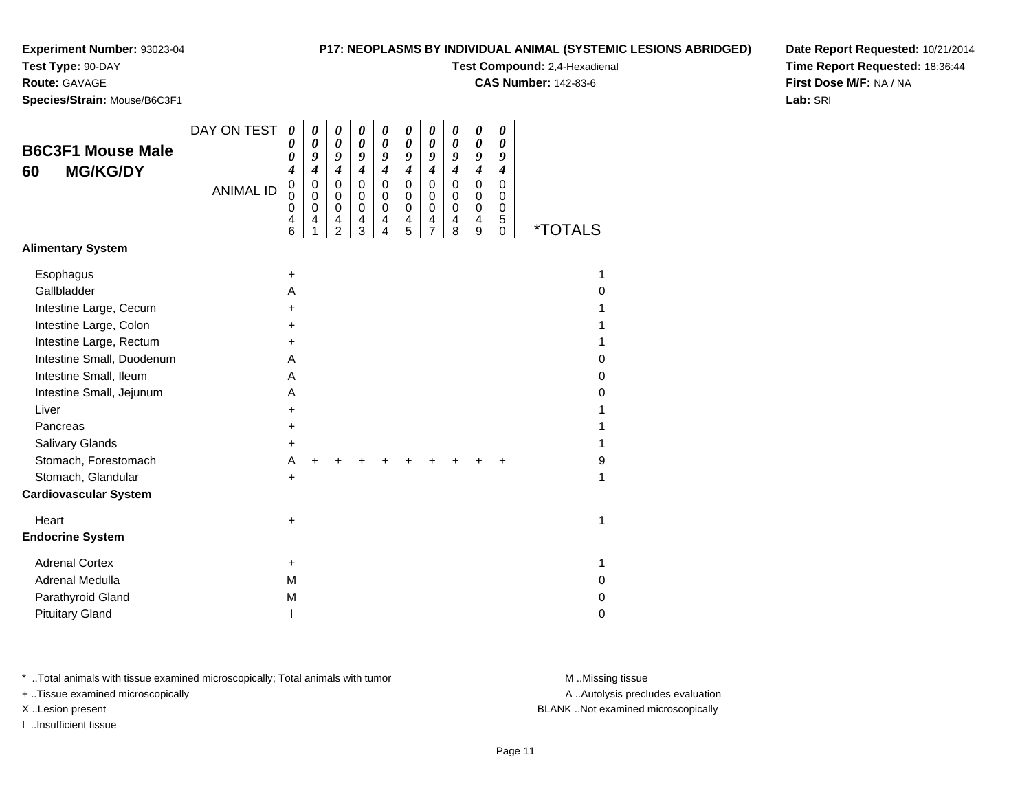**Experiment Number:** 93023-04
**Test Type:** 90-DAY
**Route:** GAVAGE
**Species/Strain:** Mouse/B6C3F1

**P17: NEOPLASMS BY INDIVIDUAL ANIMAL (SYSTEMIC LESIONS ABRIDGED)**
**Test Compound:** 2,4-Hexadienal
**CAS Number:** 142-83-6

**Date Report Requested:** 10/21/2014
**Time Report Requested:** 18:36:44
**First Dose M/F:** NA / NA
**Lab:** SRI

## B6C3F1 Mouse Male 60 MG/KG/DY

| DAY ON TEST | 0004 | 0094 | 0094 | 0094 | 0094 | 0094 | 0094 | 0094 | 0094 | 0094 | |
|---|---|---|---|---|---|---|---|---|---|---|---|
| ANIMAL ID | 00046 | 00041 | 00042 | 00043 | 00044 | 00045 | 00047 | 00048 | 00049 | 00050 | *TOTALS |
| **Alimentary System** | | | | | | | | | | | |
| Esophagus | + | | | | | | | | | | 1 |
| Gallbladder | A | | | | | | | | | | 0 |
| Intestine Large, Cecum | + | | | | | | | | | | 1 |
| Intestine Large, Colon | + | | | | | | | | | | 1 |
| Intestine Large, Rectum | + | | | | | | | | | | 1 |
| Intestine Small, Duodenum | A | | | | | | | | | | 0 |
| Intestine Small, Ileum | A | | | | | | | | | | 0 |
| Intestine Small, Jejunum | A | | | | | | | | | | 0 |
| Liver | + | | | | | | | | | | 1 |
| Pancreas | + | | | | | | | | | | 1 |
| Salivary Glands | + | | | | | | | | | | 1 |
| Stomach, Forestomach | A | + | + | + | + | + | + | + | + | + | 9 |
| Stomach, Glandular | + | | | | | | | | | | 1 |
| **Cardiovascular System** | | | | | | | | | | | |
| Heart | + | | | | | | | | | | 1 |
| **Endocrine System** | | | | | | | | | | | |
| Adrenal Cortex | + | | | | | | | | | | 1 |
| Adrenal Medulla | M | | | | | | | | | | 0 |
| Parathyroid Gland | M | | | | | | | | | | 0 |
| Pituitary Gland | I | | | | | | | | | | 0 |

\* ..Total animals with tissue examined microscopically; Total animals with tumor
\+ ..Tissue examined microscopically
X ..Lesion present
I ..Insufficient tissue

M ..Missing tissue
A ..Autolysis precludes evaluation
BLANK ..Not examined microscopically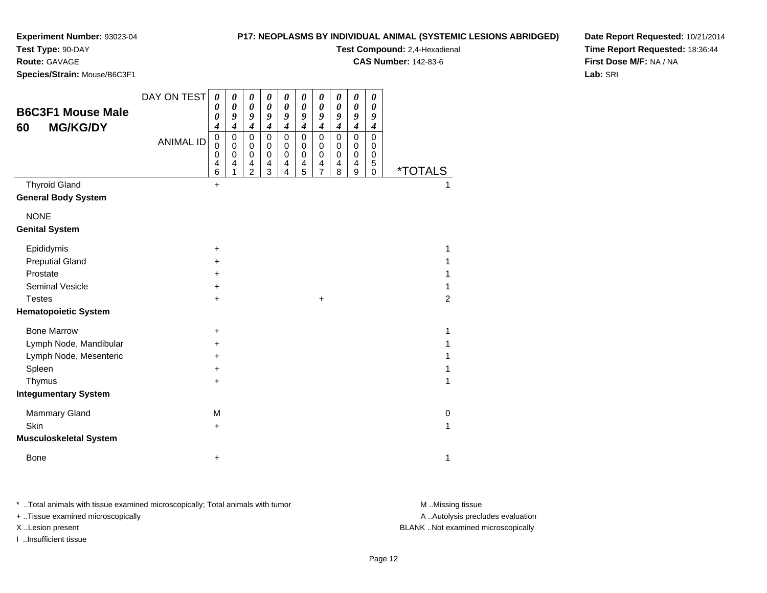**Experiment Number:** 93023-04
**Test Type:** 90-DAY
**Route:** GAVAGE
**Species/Strain:** Mouse/B6C3F1

**P17: NEOPLASMS BY INDIVIDUAL ANIMAL (SYSTEMIC LESIONS ABRIDGED)**
**Test Compound:** 2,4-Hexadienal
**CAS Number:** 142-83-6

**Date Report Requested:** 10/21/2014
**Time Report Requested:** 18:36:44
**First Dose M/F:** NA / NA
**Lab:** SRI

## B6C3F1 Mouse Male 60 MG/KG/DY

| DAY ON TEST | 0004 | 0094 | 0094 | 0094 | 0094 | 0094 | 0094 | 0094 | 0094 | 0094 | |
|---|---|---|---|---|---|---|---|---|---|---|---|
| ANIMAL ID | 00046 | 00041 | 00042 | 00043 | 00044 | 00045 | 00047 | 00048 | 00049 | 00050 | *TOTALS |
| Thyroid Gland | + | | | | | | | | | | 1 |
| **General Body System** | | | | | | | | | | | |
| NONE | | | | | | | | | | | |
| **Genital System** | | | | | | | | | | | |
| Epididymis | + | | | | | | | | | | 1 |
| Preputial Gland | + | | | | | | | | | | 1 |
| Prostate | + | | | | | | | | | | 1 |
| Seminal Vesicle | + | | | | | | | | | | 1 |
| Testes | + | | | | | | + | | | | 2 |
| **Hematopoietic System** | | | | | | | | | | | |
| Bone Marrow | + | | | | | | | | | | 1 |
| Lymph Node, Mandibular | + | | | | | | | | | | 1 |
| Lymph Node, Mesenteric | + | | | | | | | | | | 1 |
| Spleen | + | | | | | | | | | | 1 |
| Thymus | + | | | | | | | | | | 1 |
| **Integumentary System** | | | | | | | | | | | |
| Mammary Gland | M | | | | | | | | | | 0 |
| Skin | + | | | | | | | | | | 1 |
| **Musculoskeletal System** | | | | | | | | | | | |
| Bone | + | | | | | | | | | | 1 |

* ..Total animals with tissue examined microscopically; Total animals with tumor
+ ..Tissue examined microscopically
X ..Lesion present
I ..Insufficient tissue

M ..Missing tissue
A ..Autolysis precludes evaluation
BLANK ..Not examined microscopically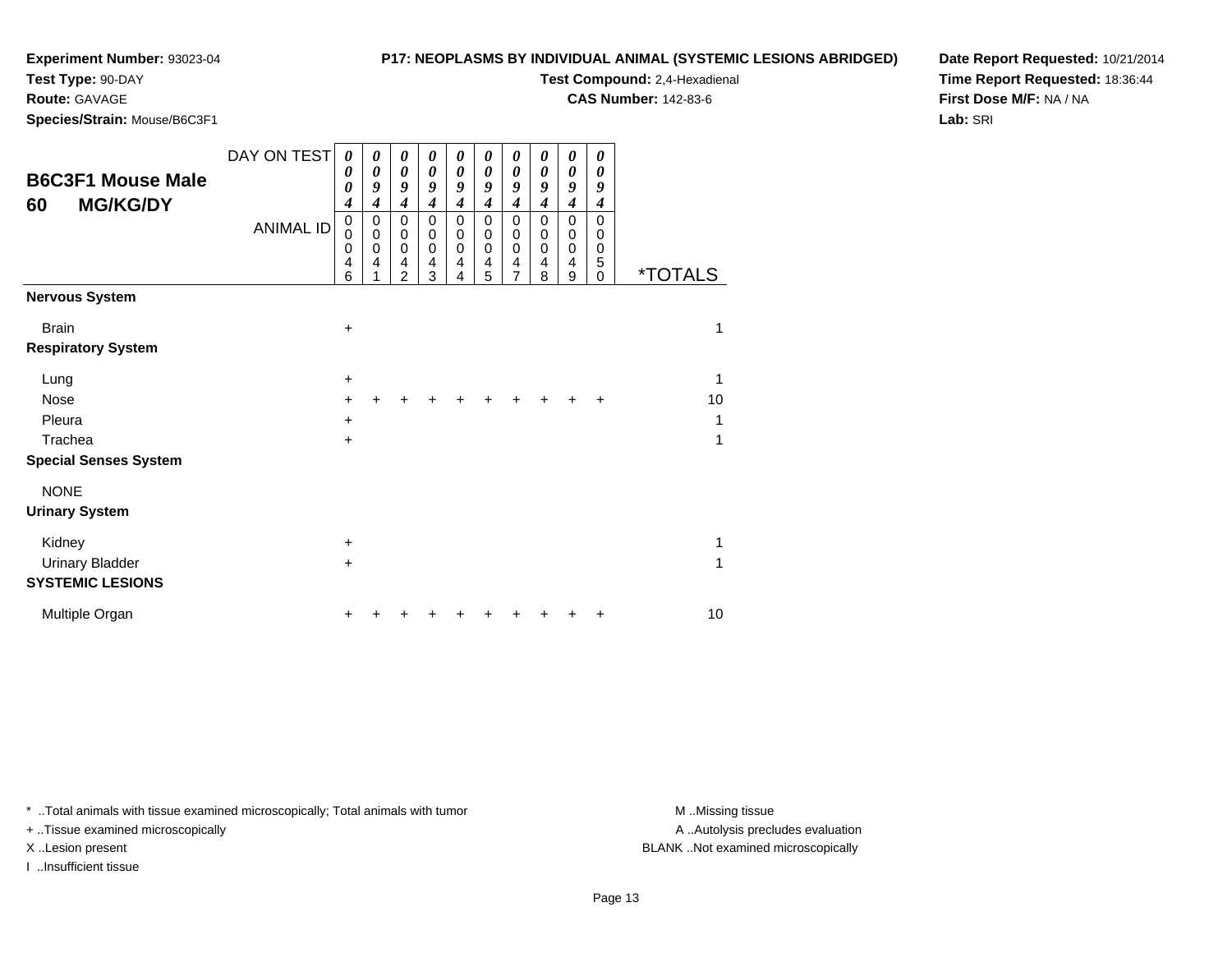**Experiment Number:** 93023-04
**Test Type:** 90-DAY
**Route:** GAVAGE
**Species/Strain:** Mouse/B6C3F1

**P17: NEOPLASMS BY INDIVIDUAL ANIMAL (SYSTEMIC LESIONS ABRIDGED)**
**Test Compound:** 2,4-Hexadienal
**CAS Number:** 142-83-6

**Date Report Requested:** 10/21/2014
**Time Report Requested:** 18:36:44
**First Dose M/F:** NA / NA
**Lab:** SRI

## B6C3F1 Mouse Male 60 MG/KG/DY

| DAY ON TEST | 0004 | 0094 | 0094 | 0094 | 0094 | 0094 | 0094 | 0094 | 0094 | 0094 | |
|---|---|---|---|---|---|---|---|---|---|---|---|
| ANIMAL ID | 00046 | 00041 | 00042 | 00043 | 00044 | 00045 | 00047 | 00048 | 00049 | 00050 | *TOTALS |
| **Nervous System** | | | | | | | | | | | |
| Brain | + | | | | | | | | | | 1 |
| **Respiratory System** | | | | | | | | | | | |
| Lung | + | | | | | | | | | | 1 |
| Nose | + | + | + | + | + | + | + | + | + | + | 10 |
| Pleura | + | | | | | | | | | | 1 |
| Trachea | + | | | | | | | | | | 1 |
| **Special Senses System** | | | | | | | | | | | |
| NONE | | | | | | | | | | | |
| **Urinary System** | | | | | | | | | | | |
| Kidney | + | | | | | | | | | | 1 |
| Urinary Bladder | + | | | | | | | | | | 1 |
| **SYSTEMIC LESIONS** | | | | | | | | | | | |
| Multiple Organ | + | + | + | + | + | + | + | + | + | + | 10 |

* ..Total animals with tissue examined microscopically; Total animals with tumor
+ ..Tissue examined microscopically
X ..Lesion present
I ..Insufficient tissue

M ..Missing tissue
A ..Autolysis precludes evaluation
BLANK ..Not examined microscopically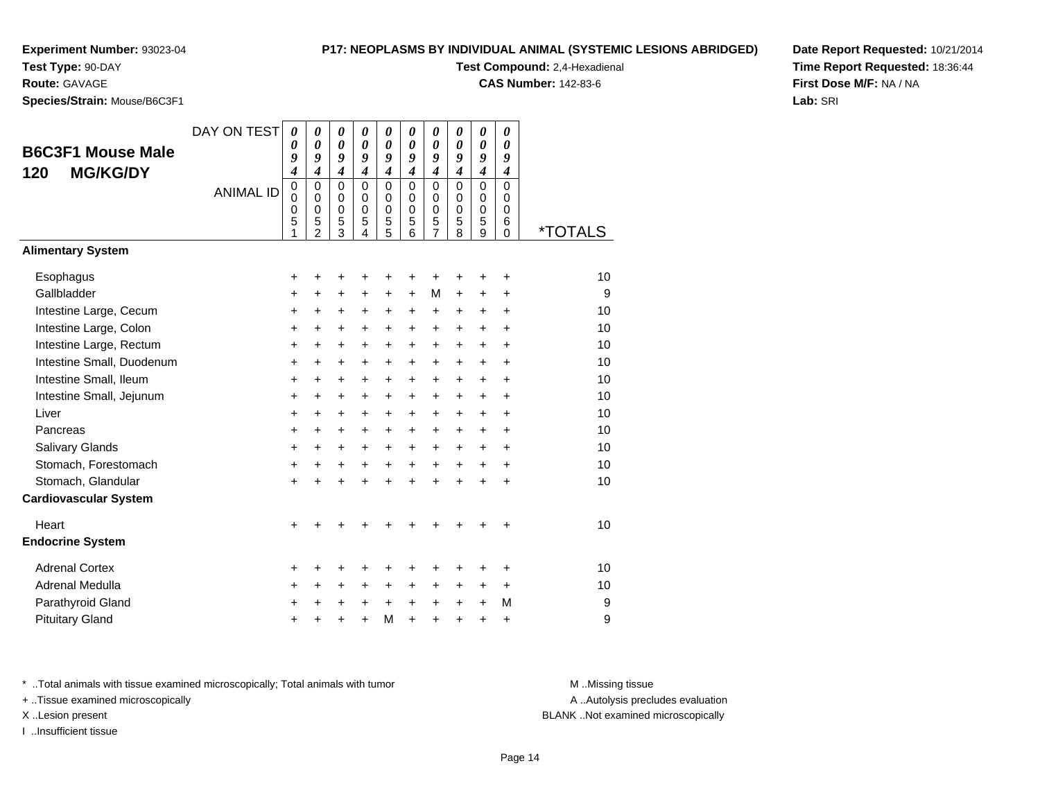**Experiment Number:** 93023-04
**Test Type:** 90-DAY
**Route:** GAVAGE
**Species/Strain:** Mouse/B6C3F1

**P17: NEOPLASMS BY INDIVIDUAL ANIMAL (SYSTEMIC LESIONS ABRIDGED)**
**Test Compound:** 2,4-Hexadienal
**CAS Number:** 142-83-6

**Date Report Requested:** 10/21/2014
**Time Report Requested:** 18:36:44
**First Dose M/F:** NA / NA
**Lab:** SRI

## B6C3F1 Mouse Male 120 MG/KG/DY

| DAY ON TEST | 0094 | 0094 | 0094 | 0094 | 0094 | 0094 | 0094 | 0094 | 0094 | 0094 | |
|---|---|---|---|---|---|---|---|---|---|---|---|
| ANIMAL ID | 00051 | 00052 | 00053 | 00054 | 00055 | 00056 | 00057 | 00058 | 00059 | 00060 | *TOTALS |
| **Alimentary System** | | | | | | | | | | | |
| Esophagus | + | + | + | + | + | + | + | + | + | + | 10 |
| Gallbladder | + | + | + | + | + | + | M | + | + | + | 9 |
| Intestine Large, Cecum | + | + | + | + | + | + | + | + | + | + | 10 |
| Intestine Large, Colon | + | + | + | + | + | + | + | + | + | + | 10 |
| Intestine Large, Rectum | + | + | + | + | + | + | + | + | + | + | 10 |
| Intestine Small, Duodenum | + | + | + | + | + | + | + | + | + | + | 10 |
| Intestine Small, Ileum | + | + | + | + | + | + | + | + | + | + | 10 |
| Intestine Small, Jejunum | + | + | + | + | + | + | + | + | + | + | 10 |
| Liver | + | + | + | + | + | + | + | + | + | + | 10 |
| Pancreas | + | + | + | + | + | + | + | + | + | + | 10 |
| Salivary Glands | + | + | + | + | + | + | + | + | + | + | 10 |
| Stomach, Forestomach | + | + | + | + | + | + | + | + | + | + | 10 |
| Stomach, Glandular | + | + | + | + | + | + | + | + | + | + | 10 |
| **Cardiovascular System** | | | | | | | | | | | |
| Heart | + | + | + | + | + | + | + | + | + | + | 10 |
| **Endocrine System** | | | | | | | | | | | |
| Adrenal Cortex | + | + | + | + | + | + | + | + | + | + | 10 |
| Adrenal Medulla | + | + | + | + | + | + | + | + | + | + | 10 |
| Parathyroid Gland | + | + | + | + | + | + | + | + | + | M | 9 |
| Pituitary Gland | + | + | + | + | M | + | + | + | + | + | 9 |

* ..Total animals with tissue examined microscopically; Total animals with tumor
+ ..Tissue examined microscopically
X ..Lesion present
I ..Insufficient tissue

M ..Missing tissue
A ..Autolysis precludes evaluation
BLANK ..Not examined microscopically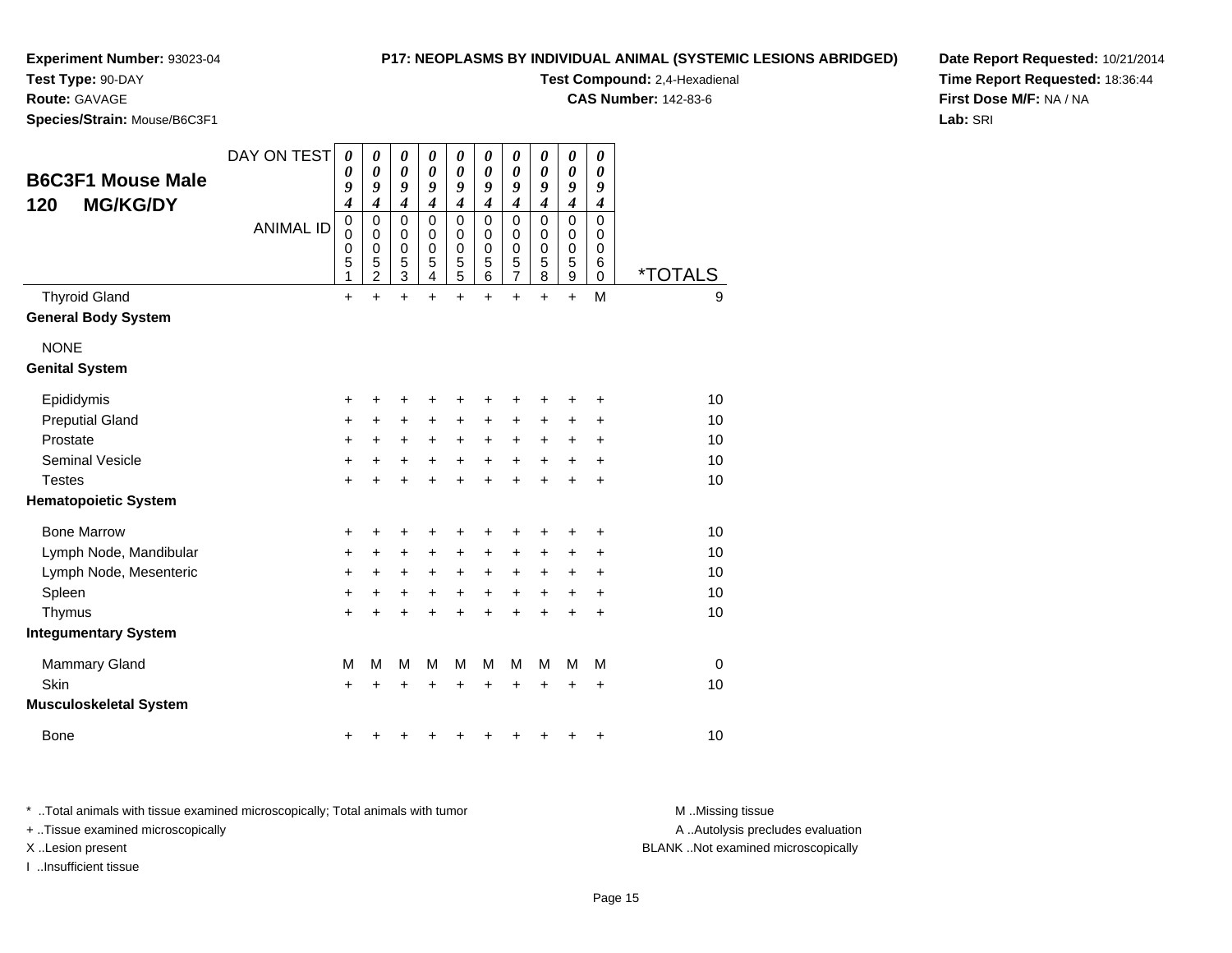**Experiment Number:** 93023-04
**Test Type:** 90-DAY
**Route:** GAVAGE
**Species/Strain:** Mouse/B6C3F1

**P17: NEOPLASMS BY INDIVIDUAL ANIMAL (SYSTEMIC LESIONS ABRIDGED)**
**Test Compound:** 2,4-Hexadienal
**CAS Number:** 142-83-6

**Date Report Requested:** 10/21/2014
**Time Report Requested:** 18:36:44
**First Dose M/F:** NA / NA
**Lab:** SRI

## B6C3F1 Mouse Male 120 MG/KG/DY

| DAY ON TEST | 0094 | 0094 | 0094 | 0094 | 0094 | 0094 | 0094 | 0094 | 0094 | 0094 | |
|---|---|---|---|---|---|---|---|---|---|---|---|
| ANIMAL ID | 00051 | 00052 | 00053 | 00054 | 00055 | 00056 | 00057 | 00058 | 00059 | 00060 | *TOTALS |
| Thyroid Gland | + | + | + | + | + | + | + | + | + | M | 9 |
| **General Body System** | | | | | | | | | | | |
| NONE | | | | | | | | | | | |
| **Genital System** | | | | | | | | | | | |
| Epididymis | + | + | + | + | + | + | + | + | + | + | 10 |
| Preputial Gland | + | + | + | + | + | + | + | + | + | + | 10 |
| Prostate | + | + | + | + | + | + | + | + | + | + | 10 |
| Seminal Vesicle | + | + | + | + | + | + | + | + | + | + | 10 |
| Testes | + | + | + | + | + | + | + | + | + | + | 10 |
| **Hematopoietic System** | | | | | | | | | | | |
| Bone Marrow | + | + | + | + | + | + | + | + | + | + | 10 |
| Lymph Node, Mandibular | + | + | + | + | + | + | + | + | + | + | 10 |
| Lymph Node, Mesenteric | + | + | + | + | + | + | + | + | + | + | 10 |
| Spleen | + | + | + | + | + | + | + | + | + | + | 10 |
| Thymus | + | + | + | + | + | + | + | + | + | + | 10 |
| **Integumentary System** | | | | | | | | | | | |
| Mammary Gland | M | M | M | M | M | M | M | M | M | M | 0 |
| Skin | + | + | + | + | + | + | + | + | + | + | 10 |
| **Musculoskeletal System** | | | | | | | | | | | |
| Bone | + | + | + | + | + | + | + | + | + | + | 10 |

* ..Total animals with tissue examined microscopically; Total animals with tumor
+ ..Tissue examined microscopically
X ..Lesion present
I ..Insufficient tissue

M ..Missing tissue
A ..Autolysis precludes evaluation
BLANK ..Not examined microscopically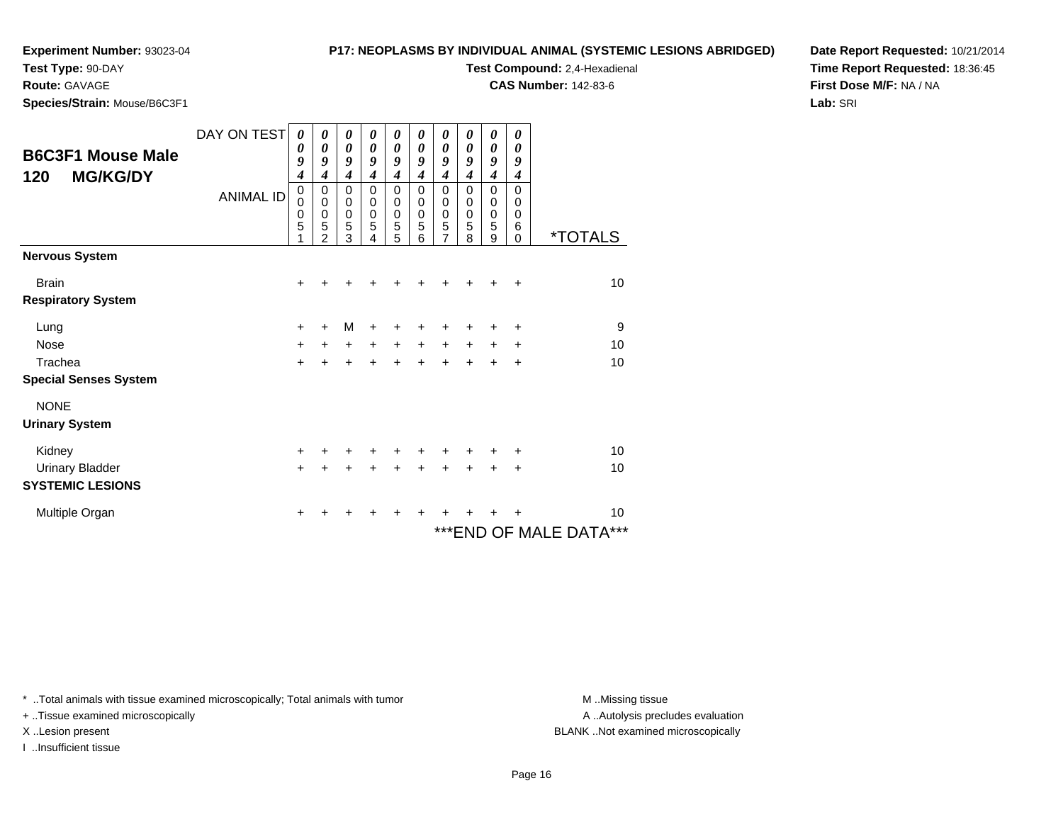**Experiment Number:** 93023-04
**Test Type:** 90-DAY
**Route:** GAVAGE
**Species/Strain:** Mouse/B6C3F1

**P17: NEOPLASMS BY INDIVIDUAL ANIMAL (SYSTEMIC LESIONS ABRIDGED)**
**Test Compound:** 2,4-Hexadienal
**CAS Number:** 142-83-6

**Date Report Requested:** 10/21/2014
**Time Report Requested:** 18:36:45
**First Dose M/F:** NA / NA
**Lab:** SRI

## B6C3F1 Mouse Male 120 MG/KG/DY

| DAY ON TEST | 0094 | 0094 | 0094 | 0094 | 0094 | 0094 | 0094 | 0094 | 0094 | 0094 | |
|---|---|---|---|---|---|---|---|---|---|---|---|
| **ANIMAL ID** | 00051 | 00052 | 00053 | 00054 | 00055 | 00056 | 00057 | 00058 | 00059 | 00060 | ***TOTALS** |
| **Nervous System** | | | | | | | | | | | |
| Brain | + | + | + | + | + | + | + | + | + | + | 10 |
| **Respiratory System** | | | | | | | | | | | |
| Lung | + | + | M | + | + | + | + | + | + | + | 9 |
| Nose | + | + | + | + | + | + | + | + | + | + | 10 |
| Trachea | + | + | + | + | + | + | + | + | + | + | 10 |
| **Special Senses System** | | | | | | | | | | | |
| NONE | | | | | | | | | | | |
| **Urinary System** | | | | | | | | | | | |
| Kidney | + | + | + | + | + | + | + | + | + | + | 10 |
| Urinary Bladder | + | + | + | + | + | + | + | + | + | + | 10 |
| **SYSTEMIC LESIONS** | | | | | | | | | | | |
| Multiple Organ | + | + | + | + | + | + | + | + | + | + | 10 |

***END OF MALE DATA***

* ..Total animals with tissue examined microscopically; Total animals with tumor
+ ..Tissue examined microscopically
X ..Lesion present
I ..Insufficient tissue

M ..Missing tissue
A ..Autolysis precludes evaluation
BLANK ..Not examined microscopically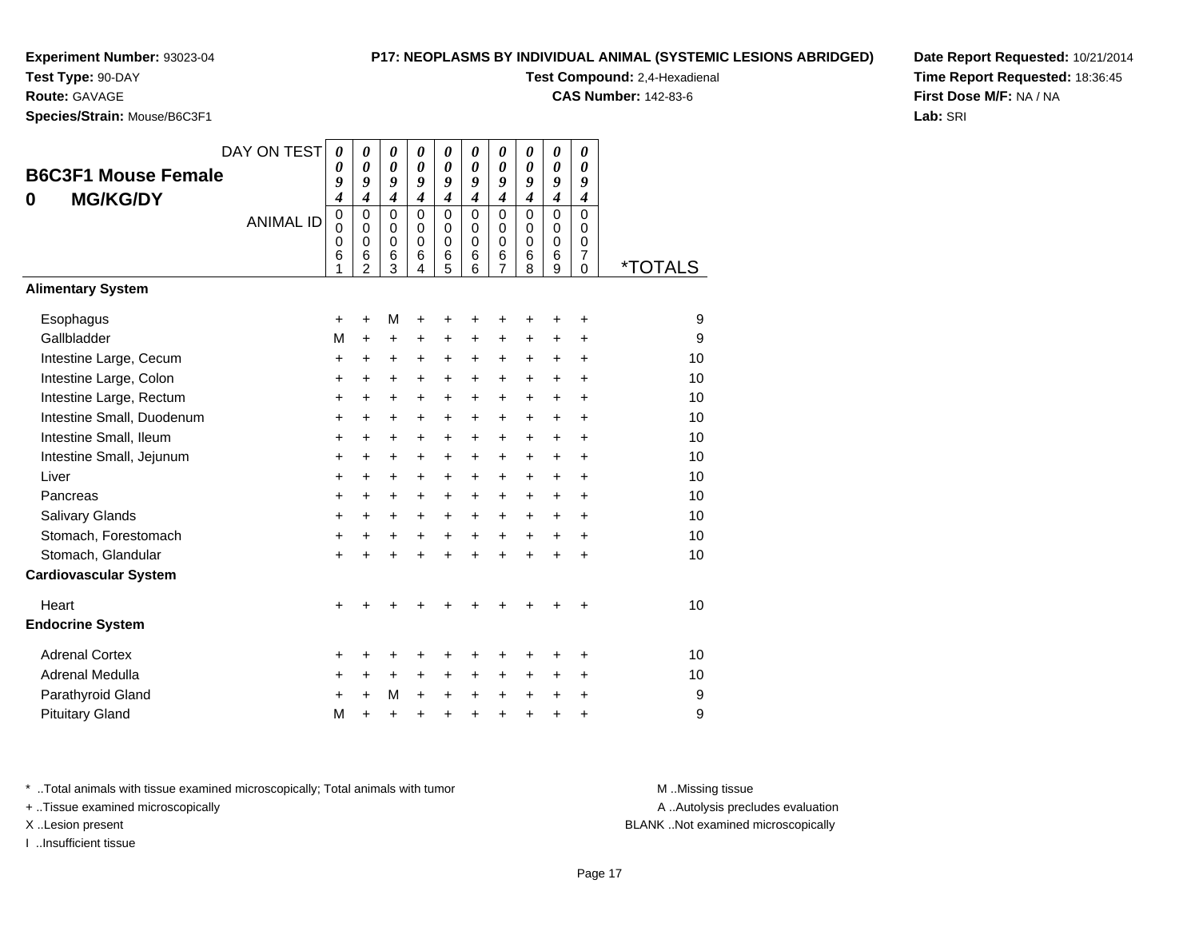**Experiment Number:** 93023-04
**Test Type:** 90-DAY
**Route:** GAVAGE
**Species/Strain:** Mouse/B6C3F1

**P17: NEOPLASMS BY INDIVIDUAL ANIMAL (SYSTEMIC LESIONS ABRIDGED)**
**Test Compound:** 2,4-Hexadienal
**CAS Number:** 142-83-6

**Date Report Requested:** 10/21/2014
**Time Report Requested:** 18:36:45
**First Dose M/F:** NA / NA
**Lab:** SRI

## B6C3F1 Mouse Female
## 0 MG/KG/DY

| DAY ON TEST | 0094 | 0094 | 0094 | 0094 | 0094 | 0094 | 0094 | 0094 | 0094 | 0094 | |
|---|---|---|---|---|---|---|---|---|---|---|---|
| ANIMAL ID | 00061 | 00062 | 00063 | 00064 | 00065 | 00066 | 00067 | 00068 | 00069 | 00070 | *TOTALS |
| **Alimentary System** | | | | | | | | | | | |
| Esophagus | + | + | M | + | + | + | + | + | + | + | 9 |
| Gallbladder | M | + | + | + | + | + | + | + | + | + | 9 |
| Intestine Large, Cecum | + | + | + | + | + | + | + | + | + | + | 10 |
| Intestine Large, Colon | + | + | + | + | + | + | + | + | + | + | 10 |
| Intestine Large, Rectum | + | + | + | + | + | + | + | + | + | + | 10 |
| Intestine Small, Duodenum | + | + | + | + | + | + | + | + | + | + | 10 |
| Intestine Small, Ileum | + | + | + | + | + | + | + | + | + | + | 10 |
| Intestine Small, Jejunum | + | + | + | + | + | + | + | + | + | + | 10 |
| Liver | + | + | + | + | + | + | + | + | + | + | 10 |
| Pancreas | + | + | + | + | + | + | + | + | + | + | 10 |
| Salivary Glands | + | + | + | + | + | + | + | + | + | + | 10 |
| Stomach, Forestomach | + | + | + | + | + | + | + | + | + | + | 10 |
| Stomach, Glandular | + | + | + | + | + | + | + | + | + | + | 10 |
| **Cardiovascular System** | | | | | | | | | | | |
| Heart | + | + | + | + | + | + | + | + | + | + | 10 |
| **Endocrine System** | | | | | | | | | | | |
| Adrenal Cortex | + | + | + | + | + | + | + | + | + | + | 10 |
| Adrenal Medulla | + | + | + | + | + | + | + | + | + | + | 10 |
| Parathyroid Gland | + | + | M | + | + | + | + | + | + | + | 9 |
| Pituitary Gland | M | + | + | + | + | + | + | + | + | + | 9 |

* ..Total animals with tissue examined microscopically; Total animals with tumor
+ ..Tissue examined microscopically
X ..Lesion present
I ..Insufficient tissue

M ..Missing tissue
A ..Autolysis precludes evaluation
BLANK ..Not examined microscopically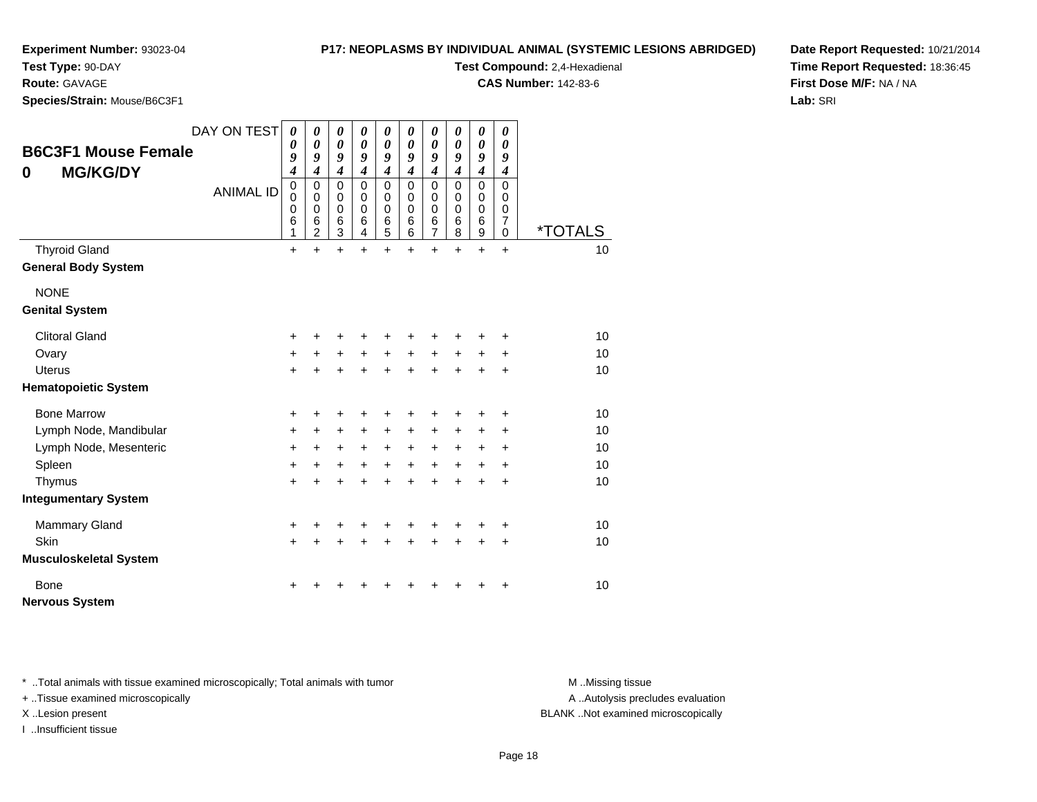**Experiment Number:** 93023-04
**Test Type:** 90-DAY
**Route:** GAVAGE
**Species/Strain:** Mouse/B6C3F1

**P17: NEOPLASMS BY INDIVIDUAL ANIMAL (SYSTEMIC LESIONS ABRIDGED)**
**Test Compound:** 2,4-Hexadienal
**CAS Number:** 142-83-6

**Date Report Requested:** 10/21/2014
**Time Report Requested:** 18:36:45
**First Dose M/F:** NA / NA
**Lab:** SRI

## B6C3F1 Mouse Female
## 0 MG/KG/DY

| DAY ON TEST | 0094 | 0094 | 0094 | 0094 | 0094 | 0094 | 0094 | 0094 | 0094 | 0094 | |
|---|---|---|---|---|---|---|---|---|---|---|---|
| ANIMAL ID | 00061 | 00062 | 00063 | 00064 | 00065 | 00066 | 00067 | 00068 | 00069 | 00070 | *TOTALS |
| Thyroid Gland | + | + | + | + | + | + | + | + | + | + | 10 |
| **General Body System** | | | | | | | | | | | |
| NONE | | | | | | | | | | | |
| **Genital System** | | | | | | | | | | | |
| Clitoral Gland | + | + | + | + | + | + | + | + | + | + | 10 |
| Ovary | + | + | + | + | + | + | + | + | + | + | 10 |
| Uterus | + | + | + | + | + | + | + | + | + | + | 10 |
| **Hematopoietic System** | | | | | | | | | | | |
| Bone Marrow | + | + | + | + | + | + | + | + | + | + | 10 |
| Lymph Node, Mandibular | + | + | + | + | + | + | + | + | + | + | 10 |
| Lymph Node, Mesenteric | + | + | + | + | + | + | + | + | + | + | 10 |
| Spleen | + | + | + | + | + | + | + | + | + | + | 10 |
| Thymus | + | + | + | + | + | + | + | + | + | + | 10 |
| **Integumentary System** | | | | | | | | | | | |
| Mammary Gland | + | + | + | + | + | + | + | + | + | + | 10 |
| Skin | + | + | + | + | + | + | + | + | + | + | 10 |
| **Musculoskeletal System** | | | | | | | | | | | |
| Bone | + | + | + | + | + | + | + | + | + | + | 10 |
| **Nervous System** | | | | | | | | | | | |

* ..Total animals with tissue examined microscopically; Total animals with tumor
+ ..Tissue examined microscopically
X ..Lesion present
I ..Insufficient tissue

M ..Missing tissue
A ..Autolysis precludes evaluation
BLANK ..Not examined microscopically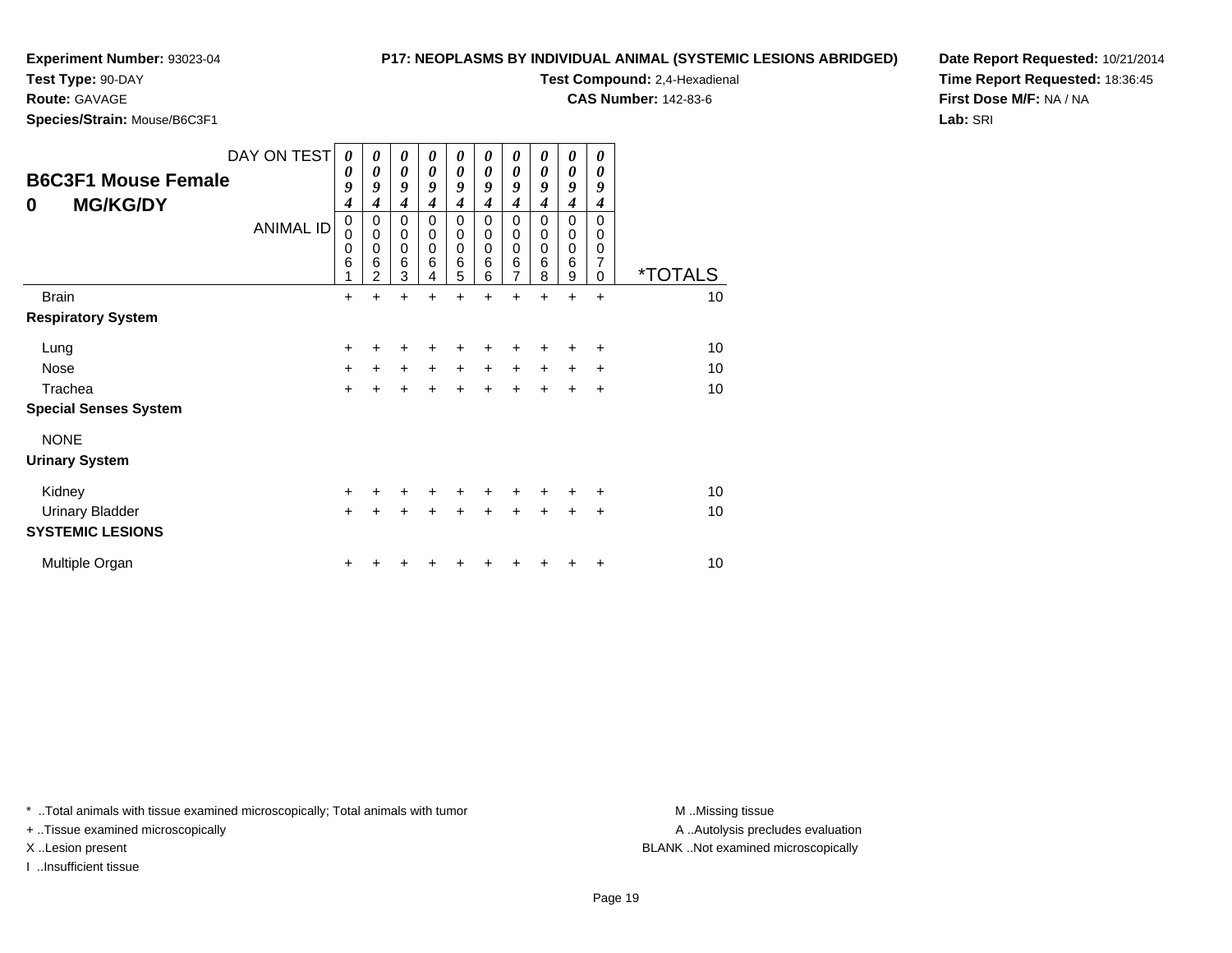**Experiment Number:** 93023-04
**Test Type:** 90-DAY
**Route:** GAVAGE
**Species/Strain:** Mouse/B6C3F1

**P17: NEOPLASMS BY INDIVIDUAL ANIMAL (SYSTEMIC LESIONS ABRIDGED)**
**Test Compound:** 2,4-Hexadienal
**CAS Number:** 142-83-6

**Date Report Requested:** 10/21/2014
**Time Report Requested:** 18:36:45
**First Dose M/F:** NA / NA
**Lab:** SRI

## B6C3F1 Mouse Female
## 0 MG/KG/DY

| DAY ON TEST | 0094 | 0094 | 0094 | 0094 | 0094 | 0094 | 0094 | 0094 | 0094 | 0094 | |
|---|---|---|---|---|---|---|---|---|---|---|---|
| ANIMAL ID | 00061 | 00062 | 00063 | 00064 | 00065 | 00066 | 00067 | 00068 | 00069 | 00070 | *TOTALS |
| Brain | + | + | + | + | + | + | + | + | + | + | 10 |
| **Respiratory System** | | | | | | | | | | | |
| Lung | + | + | + | + | + | + | + | + | + | + | 10 |
| Nose | + | + | + | + | + | + | + | + | + | + | 10 |
| Trachea | + | + | + | + | + | + | + | + | + | + | 10 |
| **Special Senses System** | | | | | | | | | | | |
| NONE | | | | | | | | | | | |
| **Urinary System** | | | | | | | | | | | |
| Kidney | + | + | + | + | + | + | + | + | + | + | 10 |
| Urinary Bladder | + | + | + | + | + | + | + | + | + | + | 10 |
| **SYSTEMIC LESIONS** | | | | | | | | | | | |
| Multiple Organ | + | + | + | + | + | + | + | + | + | + | 10 |

* ..Total animals with tissue examined microscopically; Total animals with tumor
+ ..Tissue examined microscopically
X ..Lesion present
I ..Insufficient tissue

M ..Missing tissue
A ..Autolysis precludes evaluation
BLANK ..Not examined microscopically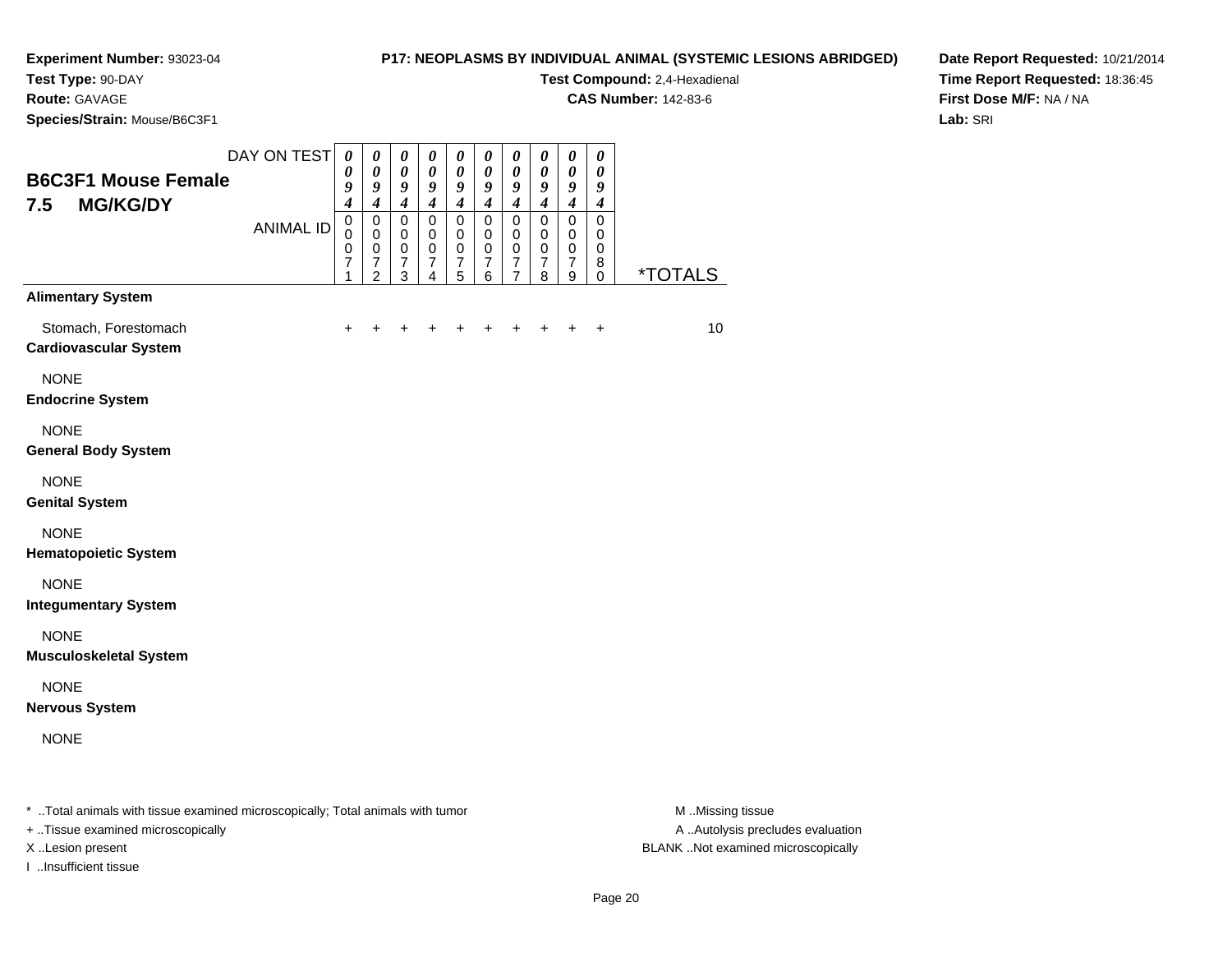**Experiment Number:** 93023-04
**Test Type:** 90-DAY
**Route:** GAVAGE
**Species/Strain:** Mouse/B6C3F1

**P17: NEOPLASMS BY INDIVIDUAL ANIMAL (SYSTEMIC LESIONS ABRIDGED)**
**Test Compound:** 2,4-Hexadienal
**CAS Number:** 142-83-6

**Date Report Requested:** 10/21/2014
**Time Report Requested:** 18:36:45
**First Dose M/F:** NA / NA
**Lab:** SRI

## B6C3F1 Mouse Female 7.5 MG/KG/DY

| DAY ON TEST | 0094 | 0094 | 0094 | 0094 | 0094 | 0094 | 0094 | 0094 | 0094 | 0094 | |
|---|---|---|---|---|---|---|---|---|---|---|---|
| ANIMAL ID | 00071 | 00072 | 00073 | 00074 | 00075 | 00076 | 00077 | 00078 | 00079 | 00080 | *TOTALS |
| **Alimentary System** | | | | | | | | | | | |
| Stomach, Forestomach | + | + | + | + | + | + | + | + | + | + | 10 |
| **Cardiovascular System** | | | | | | | | | | | |
| NONE | | | | | | | | | | | |
| **Endocrine System** | | | | | | | | | | | |
| NONE | | | | | | | | | | | |
| **General Body System** | | | | | | | | | | | |
| NONE | | | | | | | | | | | |
| **Genital System** | | | | | | | | | | | |
| NONE | | | | | | | | | | | |
| **Hematopoietic System** | | | | | | | | | | | |
| NONE | | | | | | | | | | | |
| **Integumentary System** | | | | | | | | | | | |
| NONE | | | | | | | | | | | |
| **Musculoskeletal System** | | | | | | | | | | | |
| NONE | | | | | | | | | | | |
| **Nervous System** | | | | | | | | | | | |
| NONE | | | | | | | | | | | |

* ..Total animals with tissue examined microscopically; Total animals with tumor
+ ..Tissue examined microscopically
X ..Lesion present
I ..Insufficient tissue

M ..Missing tissue
A ..Autolysis precludes evaluation
BLANK ..Not examined microscopically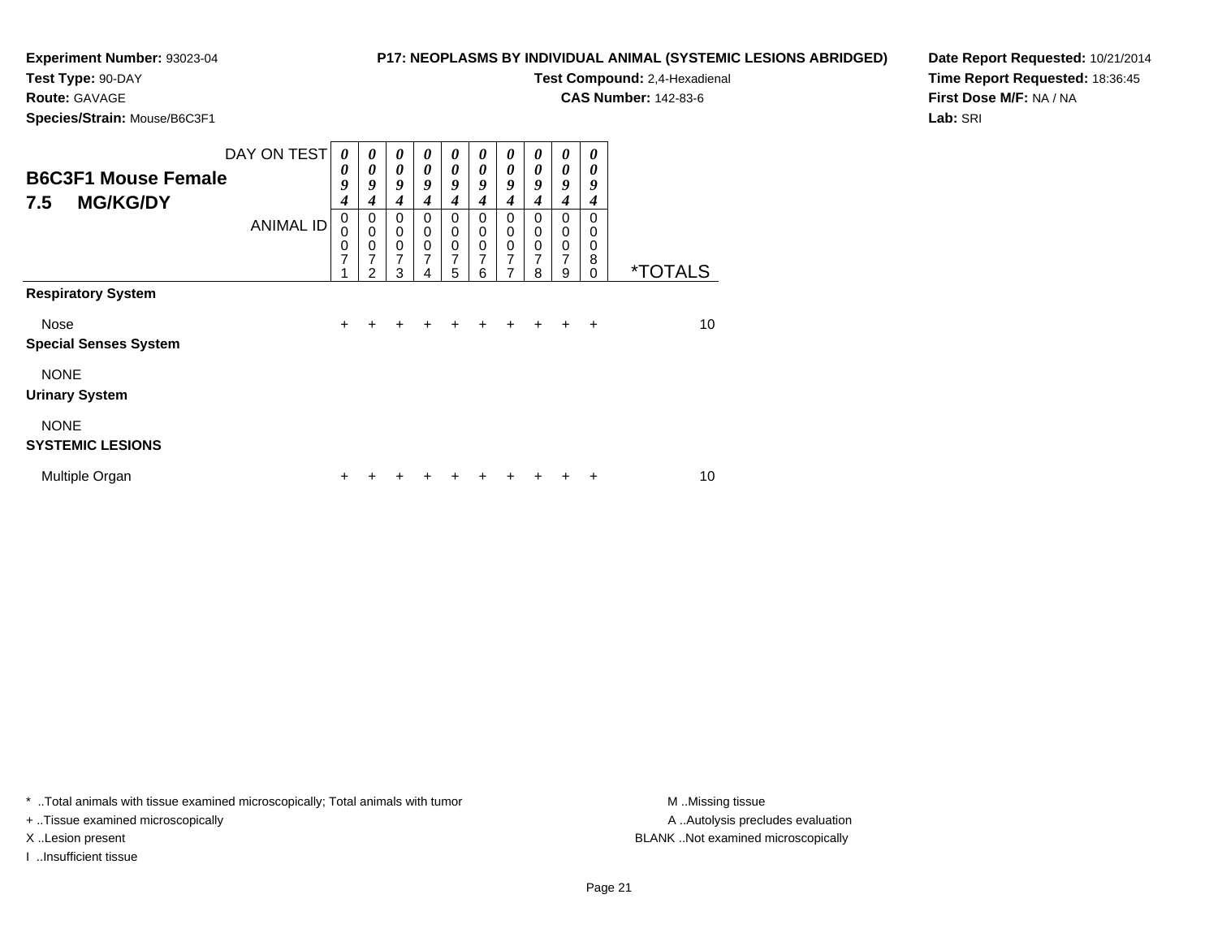**Experiment Number:** 93023-04
**Test Type:** 90-DAY
**Route:** GAVAGE
**Species/Strain:** Mouse/B6C3F1

**P17: NEOPLASMS BY INDIVIDUAL ANIMAL (SYSTEMIC LESIONS ABRIDGED)**
**Test Compound:** 2,4-Hexadienal
**CAS Number:** 142-83-6

**Date Report Requested:** 10/21/2014
**Time Report Requested:** 18:36:45
**First Dose M/F:** NA / NA
**Lab:** SRI

## B6C3F1 Mouse Female
## 7.5 MG/KG/DY

| DAY ON TEST | 0094 | 0094 | 0094 | 0094 | 0094 | 0094 | 0094 | 0094 | 0094 | 0094 | |
|---|---|---|---|---|---|---|---|---|---|---|---|
| ANIMAL ID | 00071 | 00072 | 00073 | 00074 | 00075 | 00076 | 00077 | 00078 | 00079 | 00080 | *TOTALS |
| **Respiratory System** | | | | | | | | | | | |
| Nose | + | + | + | + | + | + | + | + | + | + | 10 |
| **Special Senses System** | | | | | | | | | | | |
| NONE | | | | | | | | | | | |
| **Urinary System** | | | | | | | | | | | |
| NONE | | | | | | | | | | | |
| **SYSTEMIC LESIONS** | | | | | | | | | | | |
| Multiple Organ | + | + | + | + | + | + | + | + | + | + | 10 |

* ..Total animals with tissue examined microscopically; Total animals with tumor
+ ..Tissue examined microscopically
X ..Lesion present
I ..Insufficient tissue

M ..Missing tissue
A ..Autolysis precludes evaluation
BLANK ..Not examined microscopically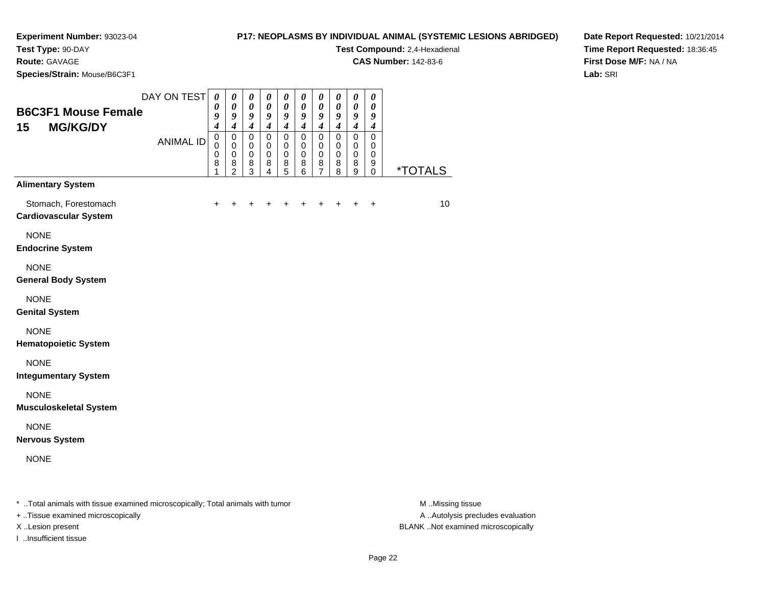**Experiment Number:** 93023-04
**Test Type:** 90-DAY
**Route:** GAVAGE
**Species/Strain:** Mouse/B6C3F1

**P17: NEOPLASMS BY INDIVIDUAL ANIMAL (SYSTEMIC LESIONS ABRIDGED)**
**Test Compound:** 2,4-Hexadienal
**CAS Number:** 142-83-6

**Date Report Requested:** 10/21/2014
**Time Report Requested:** 18:36:45
**First Dose M/F:** NA / NA
**Lab:** SRI

## B6C3F1 Mouse Female
## 15 MG/KG/DY

| DAY ON TEST | 0094 | 0094 | 0094 | 0094 | 0094 | 0094 | 0094 | 0094 | 0094 | 0094 | |
|---|---|---|---|---|---|---|---|---|---|---|---|
| ANIMAL ID | 00081 | 00082 | 00083 | 00084 | 00085 | 00086 | 00087 | 00088 | 00089 | 00090 | *TOTALS |
| **Alimentary System** | | | | | | | | | | | |
| Stomach, Forestomach | + | + | + | + | + | + | + | + | + | + | 10 |
| **Cardiovascular System** | | | | | | | | | | | |
| NONE | | | | | | | | | | | |
| **Endocrine System** | | | | | | | | | | | |
| NONE | | | | | | | | | | | |
| **General Body System** | | | | | | | | | | | |
| NONE | | | | | | | | | | | |
| **Genital System** | | | | | | | | | | | |
| NONE | | | | | | | | | | | |
| **Hematopoietic System** | | | | | | | | | | | |
| NONE | | | | | | | | | | | |
| **Integumentary System** | | | | | | | | | | | |
| NONE | | | | | | | | | | | |
| **Musculoskeletal System** | | | | | | | | | | | |
| NONE | | | | | | | | | | | |
| **Nervous System** | | | | | | | | | | | |
| NONE | | | | | | | | | | | |

* ..Total animals with tissue examined microscopically; Total animals with tumor
+ ..Tissue examined microscopically
X ..Lesion present
I ..Insufficient tissue

M ..Missing tissue
A ..Autolysis precludes evaluation
BLANK ..Not examined microscopically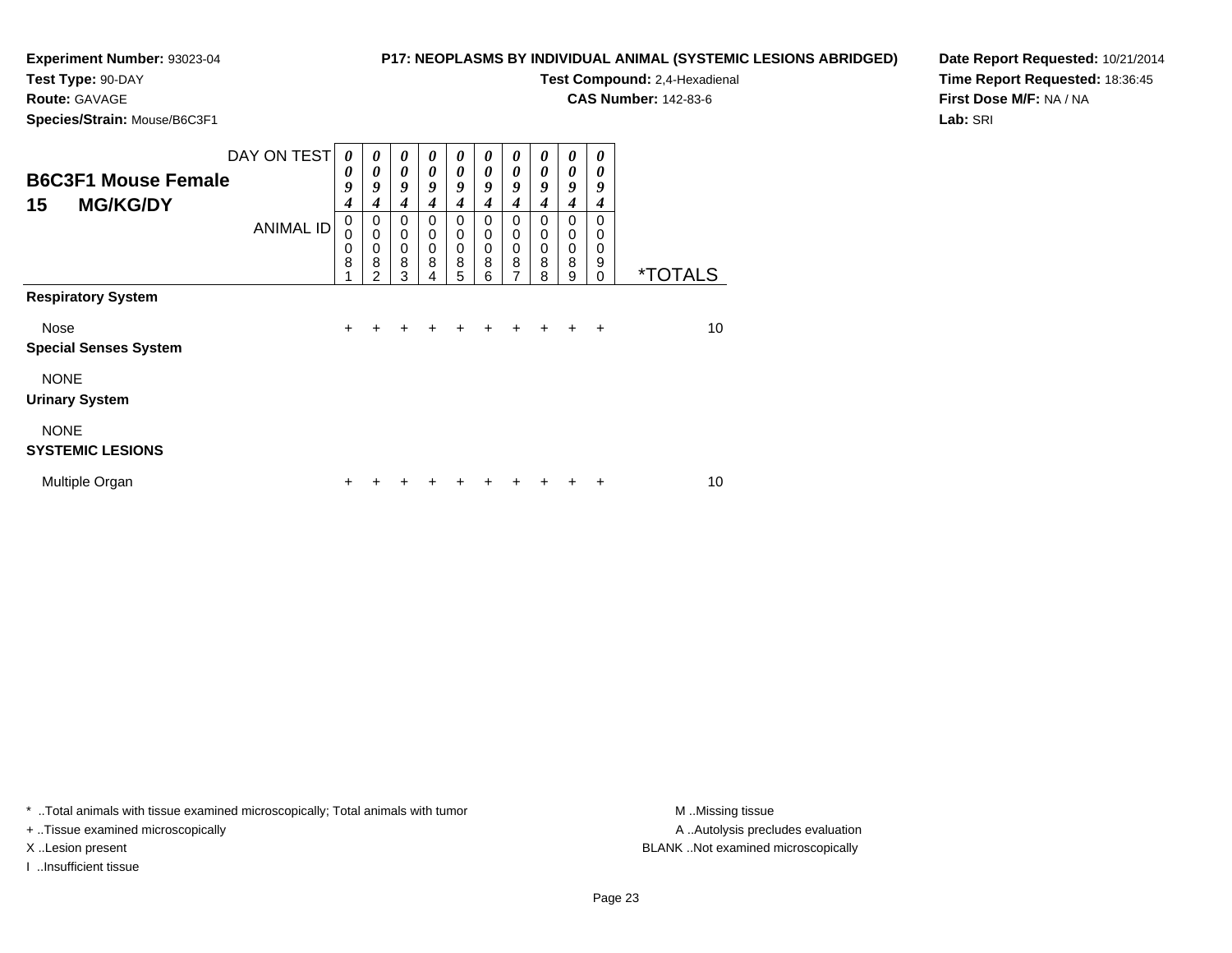**Experiment Number:** 93023-04
**Test Type:** 90-DAY
**Route:** GAVAGE
**Species/Strain:** Mouse/B6C3F1

**P17: NEOPLASMS BY INDIVIDUAL ANIMAL (SYSTEMIC LESIONS ABRIDGED)**
**Test Compound:** 2,4-Hexadienal
**CAS Number:** 142-83-6

**Date Report Requested:** 10/21/2014
**Time Report Requested:** 18:36:45
**First Dose M/F:** NA / NA
**Lab:** SRI

## B6C3F1 Mouse Female 15 MG/KG/DY

| DAY ON TEST | 0094 | 0094 | 0094 | 0094 | 0094 | 0094 | 0094 | 0094 | 0094 | 0094 | |
|---|---|---|---|---|---|---|---|---|---|---|---|
| ANIMAL ID | 00081 | 00082 | 00083 | 00084 | 00085 | 00086 | 00087 | 00088 | 00089 | 00090 | *TOTALS |
| **Respiratory System** | | | | | | | | | | | |
| Nose | + | + | + | + | + | + | + | + | + | + | 10 |
| **Special Senses System** | | | | | | | | | | | |
| NONE | | | | | | | | | | | |
| **Urinary System** | | | | | | | | | | | |
| NONE | | | | | | | | | | | |
| **SYSTEMIC LESIONS** | | | | | | | | | | | |
| Multiple Organ | + | + | + | + | + | + | + | + | + | + | 10 |

* ..Total animals with tissue examined microscopically; Total animals with tumor
+ ..Tissue examined microscopically
X ..Lesion present
I ..Insufficient tissue

M ..Missing tissue
A ..Autolysis precludes evaluation
BLANK ..Not examined microscopically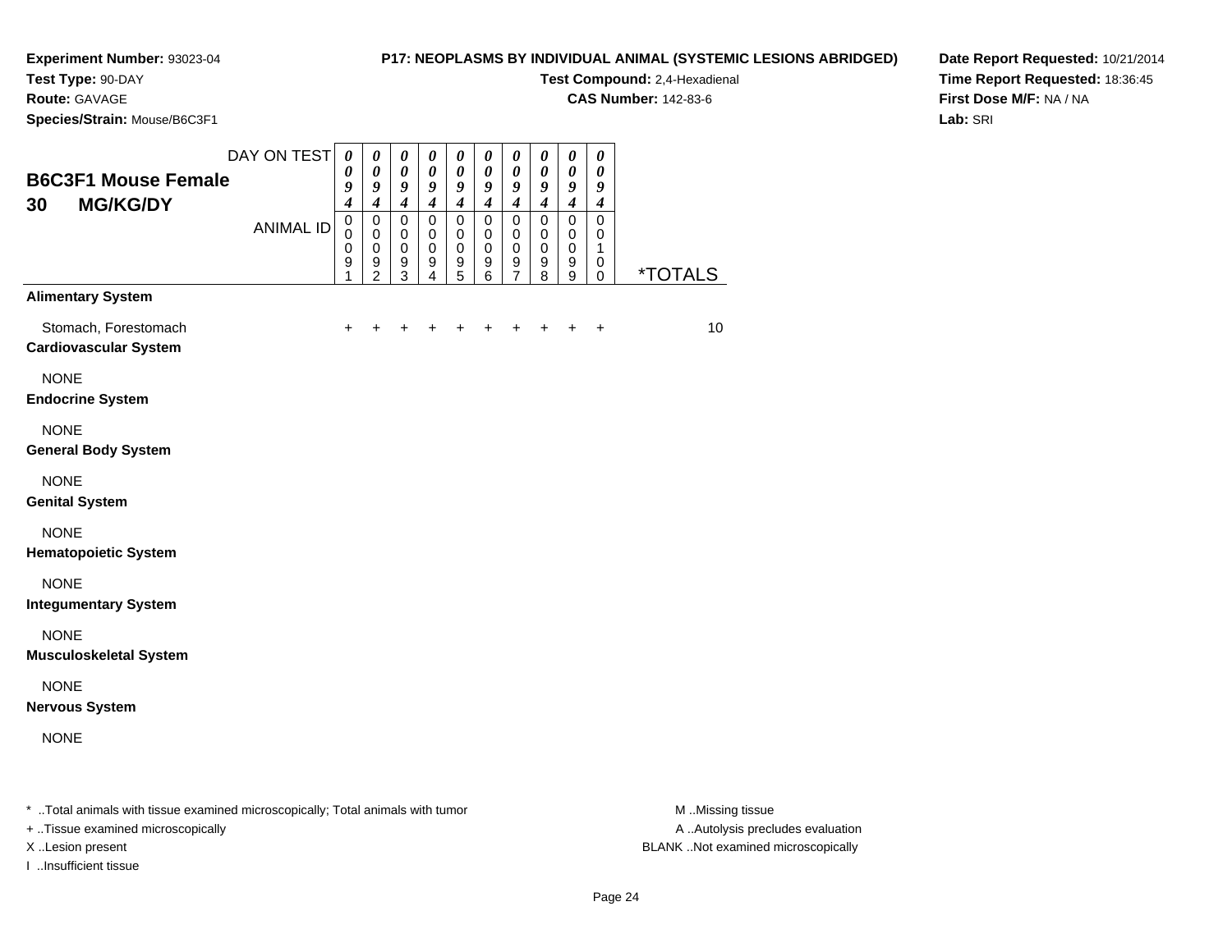**Experiment Number:** 93023-04
**Test Type:** 90-DAY
**Route:** GAVAGE
**Species/Strain:** Mouse/B6C3F1

**P17: NEOPLASMS BY INDIVIDUAL ANIMAL (SYSTEMIC LESIONS ABRIDGED)**
**Test Compound:** 2,4-Hexadienal
**CAS Number:** 142-83-6

**Date Report Requested:** 10/21/2014
**Time Report Requested:** 18:36:45
**First Dose M/F:** NA / NA
**Lab:** SRI

## B6C3F1 Mouse Female
## 30 MG/KG/DY

| DAY ON TEST | 0094 | 0094 | 0094 | 0094 | 0094 | 0094 | 0094 | 0094 | 0094 | 0094 | |
|---|---|---|---|---|---|---|---|---|---|---|---|
| **ANIMAL ID** | 00091 | 00092 | 00093 | 00094 | 00095 | 00096 | 00097 | 00098 | 00099 | 00100 | ***TOTALS** |
| **Alimentary System** | | | | | | | | | | | |
| Stomach, Forestomach | + | + | + | + | + | + | + | + | + | + | 10 |
| **Cardiovascular System** | | | | | | | | | | | |
| NONE | | | | | | | | | | | |
| **Endocrine System** | | | | | | | | | | | |
| NONE | | | | | | | | | | | |
| **General Body System** | | | | | | | | | | | |
| NONE | | | | | | | | | | | |
| **Genital System** | | | | | | | | | | | |
| NONE | | | | | | | | | | | |
| **Hematopoietic System** | | | | | | | | | | | |
| NONE | | | | | | | | | | | |
| **Integumentary System** | | | | | | | | | | | |
| NONE | | | | | | | | | | | |
| **Musculoskeletal System** | | | | | | | | | | | |
| NONE | | | | | | | | | | | |
| **Nervous System** | | | | | | | | | | | |
| NONE | | | | | | | | | | | |

* ..Total animals with tissue examined microscopically; Total animals with tumor
+ ..Tissue examined microscopically
X ..Lesion present
I ..Insufficient tissue

M ..Missing tissue
A ..Autolysis precludes evaluation
BLANK ..Not examined microscopically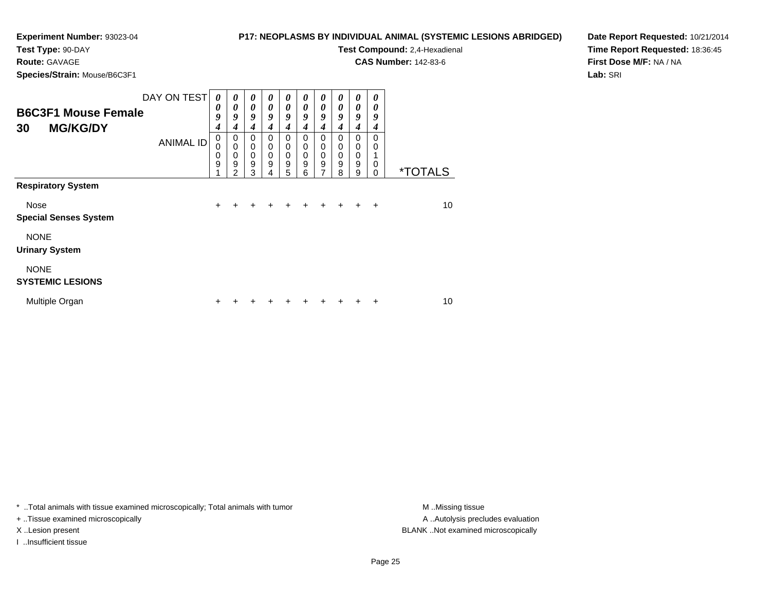**Experiment Number:** 93023-04
**Test Type:** 90-DAY
**Route:** GAVAGE
**Species/Strain:** Mouse/B6C3F1

**P17: NEOPLASMS BY INDIVIDUAL ANIMAL (SYSTEMIC LESIONS ABRIDGED)**
**Test Compound:** 2,4-Hexadienal
**CAS Number:** 142-83-6

**Date Report Requested:** 10/21/2014
**Time Report Requested:** 18:36:45
**First Dose M/F:** NA / NA
**Lab:** SRI

## B6C3F1 Mouse Female
## 30 MG/KG/DY

| DAY ON TEST | 0094 | 0094 | 0094 | 0094 | 0094 | 0094 | 0094 | 0094 | 0094 | 0094 | |
|---|---|---|---|---|---|---|---|---|---|---|---|
| ANIMAL ID | 00091 | 00092 | 00093 | 00094 | 00095 | 00096 | 00097 | 00098 | 00099 | 00100 | *TOTALS |
| **Respiratory System** | | | | | | | | | | | |
| Nose | + | + | + | + | + | + | + | + | + | + | 10 |
| **Special Senses System** | | | | | | | | | | | |
| NONE | | | | | | | | | | | |
| **Urinary System** | | | | | | | | | | | |
| NONE | | | | | | | | | | | |
| **SYSTEMIC LESIONS** | | | | | | | | | | | |
| Multiple Organ | + | + | + | + | + | + | + | + | + | + | 10 |

* ..Total animals with tissue examined microscopically; Total animals with tumor
+ ..Tissue examined microscopically
X ..Lesion present
I ..Insufficient tissue

M ..Missing tissue
A ..Autolysis precludes evaluation
BLANK ..Not examined microscopically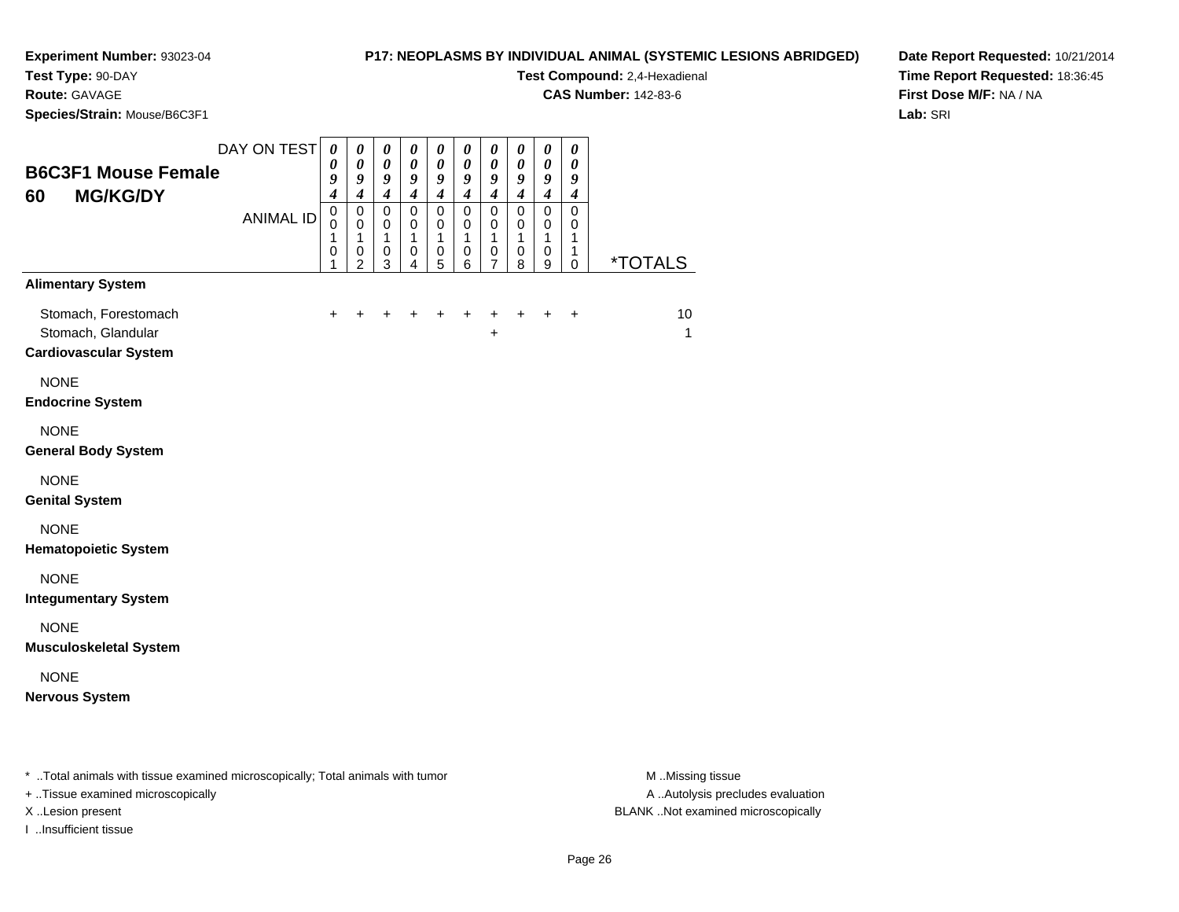**Experiment Number:** 93023-04
**Test Type:** 90-DAY
**Route:** GAVAGE
**Species/Strain:** Mouse/B6C3F1

**P17: NEOPLASMS BY INDIVIDUAL ANIMAL (SYSTEMIC LESIONS ABRIDGED)**
**Test Compound:** 2,4-Hexadienal
**CAS Number:** 142-83-6

**Date Report Requested:** 10/21/2014
**Time Report Requested:** 18:36:45
**First Dose M/F:** NA / NA
**Lab:** SRI

## B6C3F1 Mouse Female
## 60 MG/KG/DY

| DAY ON TEST | 0094 | 0094 | 0094 | 0094 | 0094 | 0094 | 0094 | 0094 | 0094 | 0094 | |
|---|---|---|---|---|---|---|---|---|---|---|---|
| ANIMAL ID | 00101 | 00102 | 00103 | 00104 | 00105 | 00106 | 00107 | 00108 | 00109 | 00110 | *TOTALS |
| **Alimentary System** | | | | | | | | | | | |
| Stomach, Forestomach | + | + | + | + | + | + | + | + | + | + | 10 |
| Stomach, Glandular | | | | | | | + | | | | 1 |
| **Cardiovascular System** | | | | | | | | | | | |
| NONE | | | | | | | | | | | |
| **Endocrine System** | | | | | | | | | | | |
| NONE | | | | | | | | | | | |
| **General Body System** | | | | | | | | | | | |
| NONE | | | | | | | | | | | |
| **Genital System** | | | | | | | | | | | |
| NONE | | | | | | | | | | | |
| **Hematopoietic System** | | | | | | | | | | | |
| NONE | | | | | | | | | | | |
| **Integumentary System** | | | | | | | | | | | |
| NONE | | | | | | | | | | | |
| **Musculoskeletal System** | | | | | | | | | | | |
| NONE | | | | | | | | | | | |
| **Nervous System** | | | | | | | | | | | |

* ..Total animals with tissue examined microscopically; Total animals with tumor
+ ..Tissue examined microscopically
X ..Lesion present
I ..Insufficient tissue

M ..Missing tissue
A ..Autolysis precludes evaluation
BLANK ..Not examined microscopically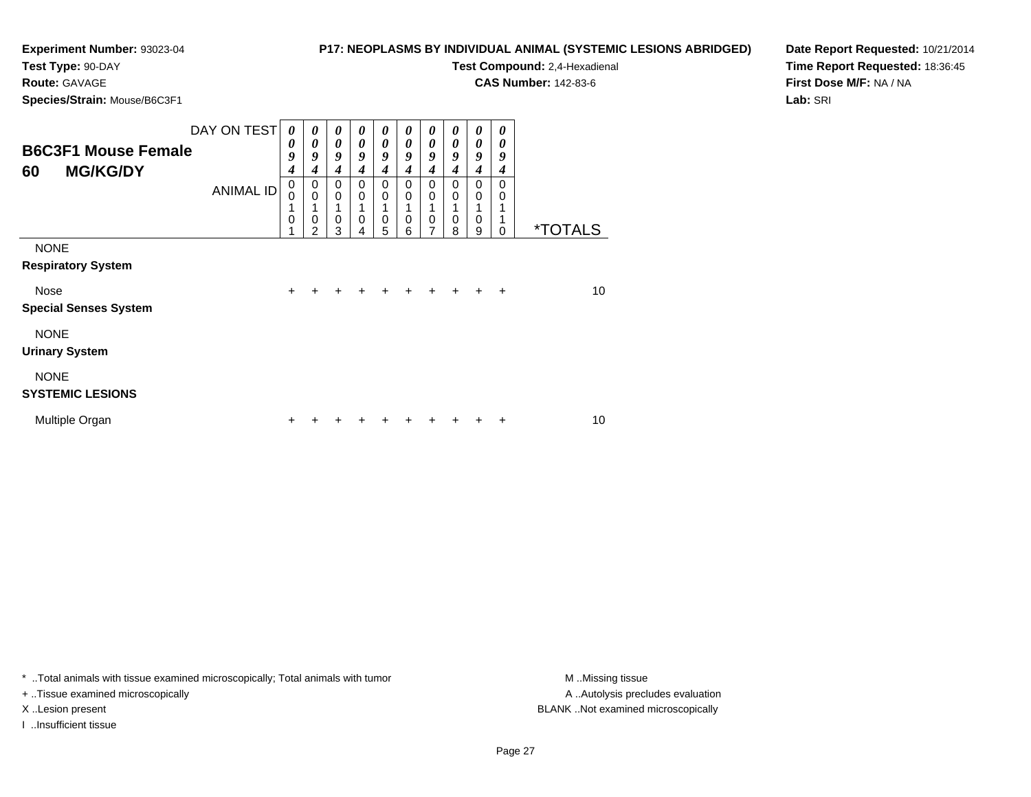**Experiment Number:** 93023-04
**Test Type:** 90-DAY
**Route:** GAVAGE
**Species/Strain:** Mouse/B6C3F1

**P17: NEOPLASMS BY INDIVIDUAL ANIMAL (SYSTEMIC LESIONS ABRIDGED)**
**Test Compound:** 2,4-Hexadienal
**CAS Number:** 142-83-6

**Date Report Requested:** 10/21/2014
**Time Report Requested:** 18:36:45
**First Dose M/F:** NA / NA
**Lab:** SRI

| B6C3F1 Mouse Female 60 MG/KG/DY | | | | | | | | | | | |
|---|---|---|---|---|---|---|---|---|---|---|---|
| DAY ON TEST | 0094 | 0094 | 0094 | 0094 | 0094 | 0094 | 0094 | 0094 | 0094 | 0094 | |
| ANIMAL ID | 00101 | 00102 | 00103 | 00104 | 00105 | 00106 | 00107 | 00108 | 00109 | 00110 | *TOTALS |
| NONE | | | | | | | | | | | |
| **Respiratory System** | | | | | | | | | | | |
| Nose | + | + | + | + | + | + | + | + | + | + | 10 |
| **Special Senses System** | | | | | | | | | | | |
| NONE | | | | | | | | | | | |
| **Urinary System** | | | | | | | | | | | |
| NONE | | | | | | | | | | | |
| **SYSTEMIC LESIONS** | | | | | | | | | | | |
| Multiple Organ | + | + | + | + | + | + | + | + | + | + | 10 |

* ..Total animals with tissue examined microscopically; Total animals with tumor
+ ..Tissue examined microscopically
X ..Lesion present
I ..Insufficient tissue

M ..Missing tissue
A ..Autolysis precludes evaluation
BLANK ..Not examined microscopically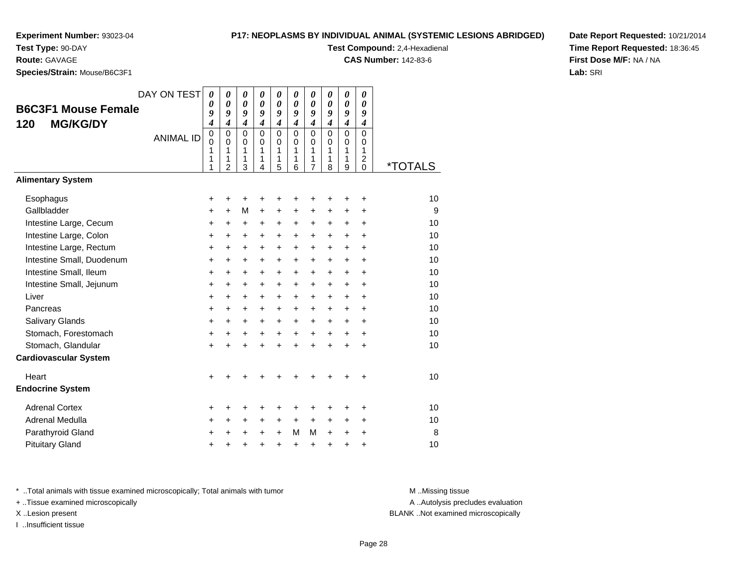**Experiment Number:** 93023-04
**Test Type:** 90-DAY
**Route:** GAVAGE
**Species/Strain:** Mouse/B6C3F1

**P17: NEOPLASMS BY INDIVIDUAL ANIMAL (SYSTEMIC LESIONS ABRIDGED)**
**Test Compound:** 2,4-Hexadienal
**CAS Number:** 142-83-6

**Date Report Requested:** 10/21/2014
**Time Report Requested:** 18:36:45
**First Dose M/F:** NA / NA
**Lab:** SRI

## B6C3F1 Mouse Female 120 MG/KG/DY

| DAY ON TEST | 0094 | 0094 | 0094 | 0094 | 0094 | 0094 | 0094 | 0094 | 0094 | 0094 | |
|---|---|---|---|---|---|---|---|---|---|---|---|
| ANIMAL ID | 00111 | 00112 | 00113 | 00114 | 00115 | 00116 | 00117 | 00118 | 00119 | 00120 | *TOTALS |
| **Alimentary System** | | | | | | | | | | | |
| Esophagus | + | + | + | + | + | + | + | + | + | + | 10 |
| Gallbladder | + | + | M | + | + | + | + | + | + | + | 9 |
| Intestine Large, Cecum | + | + | + | + | + | + | + | + | + | + | 10 |
| Intestine Large, Colon | + | + | + | + | + | + | + | + | + | + | 10 |
| Intestine Large, Rectum | + | + | + | + | + | + | + | + | + | + | 10 |
| Intestine Small, Duodenum | + | + | + | + | + | + | + | + | + | + | 10 |
| Intestine Small, Ileum | + | + | + | + | + | + | + | + | + | + | 10 |
| Intestine Small, Jejunum | + | + | + | + | + | + | + | + | + | + | 10 |
| Liver | + | + | + | + | + | + | + | + | + | + | 10 |
| Pancreas | + | + | + | + | + | + | + | + | + | + | 10 |
| Salivary Glands | + | + | + | + | + | + | + | + | + | + | 10 |
| Stomach, Forestomach | + | + | + | + | + | + | + | + | + | + | 10 |
| Stomach, Glandular | + | + | + | + | + | + | + | + | + | + | 10 |
| **Cardiovascular System** | | | | | | | | | | | |
| Heart | + | + | + | + | + | + | + | + | + | + | 10 |
| **Endocrine System** | | | | | | | | | | | |
| Adrenal Cortex | + | + | + | + | + | + | + | + | + | + | 10 |
| Adrenal Medulla | + | + | + | + | + | + | + | + | + | + | 10 |
| Parathyroid Gland | + | + | + | + | + | M | M | + | + | + | 8 |
| Pituitary Gland | + | + | + | + | + | + | + | + | + | + | 10 |

* ..Total animals with tissue examined microscopically; Total animals with tumor
+ ..Tissue examined microscopically
X ..Lesion present
I ..Insufficient tissue

M ..Missing tissue
A ..Autolysis precludes evaluation
BLANK ..Not examined microscopically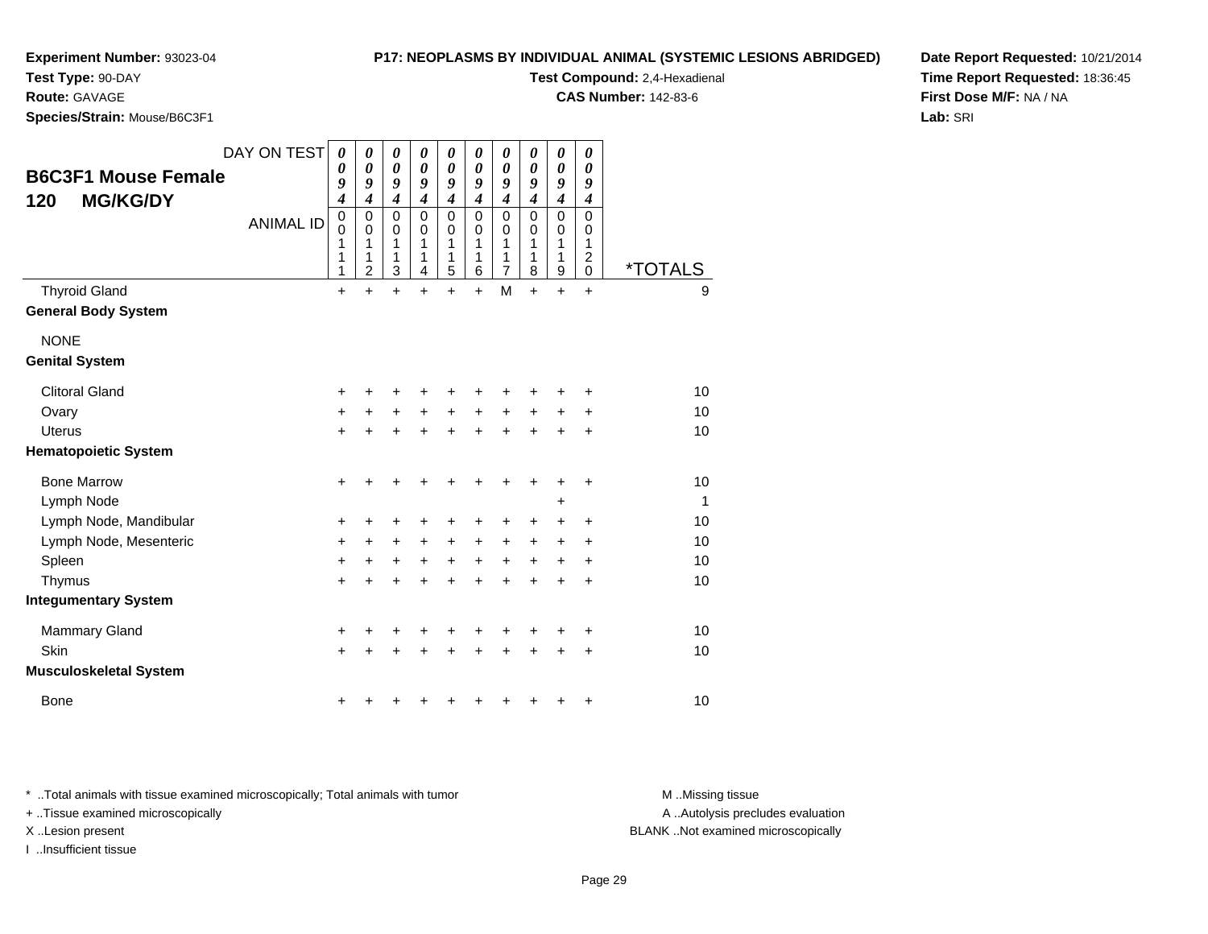**Experiment Number:** 93023-04
**Test Type:** 90-DAY
**Route:** GAVAGE
**Species/Strain:** Mouse/B6C3F1

**P17: NEOPLASMS BY INDIVIDUAL ANIMAL (SYSTEMIC LESIONS ABRIDGED)**
**Test Compound:** 2,4-Hexadienal
**CAS Number:** 142-83-6

**Date Report Requested:** 10/21/2014
**Time Report Requested:** 18:36:45
**First Dose M/F:** NA / NA
**Lab:** SRI

## B6C3F1 Mouse Female
## 120 MG/KG/DY

| DAY ON TEST | 0094 | 0094 | 0094 | 0094 | 0094 | 0094 | 0094 | 0094 | 0094 | 0094 | |
|---|---|---|---|---|---|---|---|---|---|---|---|
| **ANIMAL ID** | 00111 | 00112 | 00113 | 00114 | 00115 | 00116 | 00117 | 00118 | 00119 | 00120 | ***TOTALS** |
| Thyroid Gland | + | + | + | + | + | + | M | + | + | + | 9 |
| **General Body System** | | | | | | | | | | | |
| NONE | | | | | | | | | | | |
| **Genital System** | | | | | | | | | | | |
| Clitoral Gland | + | + | + | + | + | + | + | + | + | + | 10 |
| Ovary | + | + | + | + | + | + | + | + | + | + | 10 |
| Uterus | + | + | + | + | + | + | + | + | + | + | 10 |
| **Hematopoietic System** | | | | | | | | | | | |
| Bone Marrow | + | + | + | + | + | + | + | + | + | + | 10 |
| Lymph Node | | | | | | | | | + | | 1 |
| Lymph Node, Mandibular | + | + | + | + | + | + | + | + | + | + | 10 |
| Lymph Node, Mesenteric | + | + | + | + | + | + | + | + | + | + | 10 |
| Spleen | + | + | + | + | + | + | + | + | + | + | 10 |
| Thymus | + | + | + | + | + | + | + | + | + | + | 10 |
| **Integumentary System** | | | | | | | | | | | |
| Mammary Gland | + | + | + | + | + | + | + | + | + | + | 10 |
| Skin | + | + | + | + | + | + | + | + | + | + | 10 |
| **Musculoskeletal System** | | | | | | | | | | | |
| Bone | + | + | + | + | + | + | + | + | + | + | 10 |

* ..Total animals with tissue examined microscopically; Total animals with tumor
+ ..Tissue examined microscopically
X ..Lesion present
I ..Insufficient tissue

M ..Missing tissue
A ..Autolysis precludes evaluation
BLANK ..Not examined microscopically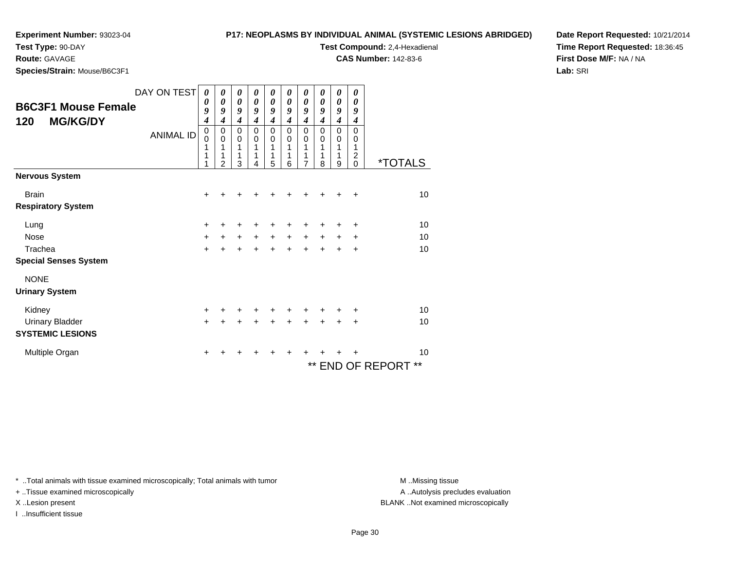**Experiment Number:** 93023-04
**Test Type:** 90-DAY
**Route:** GAVAGE
**Species/Strain:** Mouse/B6C3F1

**P17: NEOPLASMS BY INDIVIDUAL ANIMAL (SYSTEMIC LESIONS ABRIDGED)**
**Test Compound:** 2,4-Hexadienal
**CAS Number:** 142-83-6

**Date Report Requested:** 10/21/2014
**Time Report Requested:** 18:36:45
**First Dose M/F:** NA / NA
**Lab:** SRI

## B6C3F1 Mouse Female
## 120 MG/KG/DY

| DAY ON TEST | 0094 | 0094 | 0094 | 0094 | 0094 | 0094 | 0094 | 0094 | 0094 | 0094 | |
|---|---|---|---|---|---|---|---|---|---|---|---|
| ANIMAL ID | 00111 | 00112 | 00113 | 00114 | 00115 | 00116 | 00117 | 00118 | 00119 | 00120 | *TOTALS |
| **Nervous System** | | | | | | | | | | | |
| Brain | + | + | + | + | + | + | + | + | + | + | 10 |
| **Respiratory System** | | | | | | | | | | | |
| Lung | + | + | + | + | + | + | + | + | + | + | 10 |
| Nose | + | + | + | + | + | + | + | + | + | + | 10 |
| Trachea | + | + | + | + | + | + | + | + | + | + | 10 |
| **Special Senses System** | | | | | | | | | | | |
| NONE | | | | | | | | | | | |
| **Urinary System** | | | | | | | | | | | |
| Kidney | + | + | + | + | + | + | + | + | + | + | 10 |
| Urinary Bladder | + | + | + | + | + | + | + | + | + | + | 10 |
| **SYSTEMIC LESIONS** | | | | | | | | | | | |
| Multiple Organ | + | + | + | + | + | + | + | + | + | + | 10 |

** END OF REPORT **

* ..Total animals with tissue examined microscopically; Total animals with tumor
+ ..Tissue examined microscopically
X ..Lesion present
I ..Insufficient tissue

M ..Missing tissue
A ..Autolysis precludes evaluation
BLANK ..Not examined microscopically